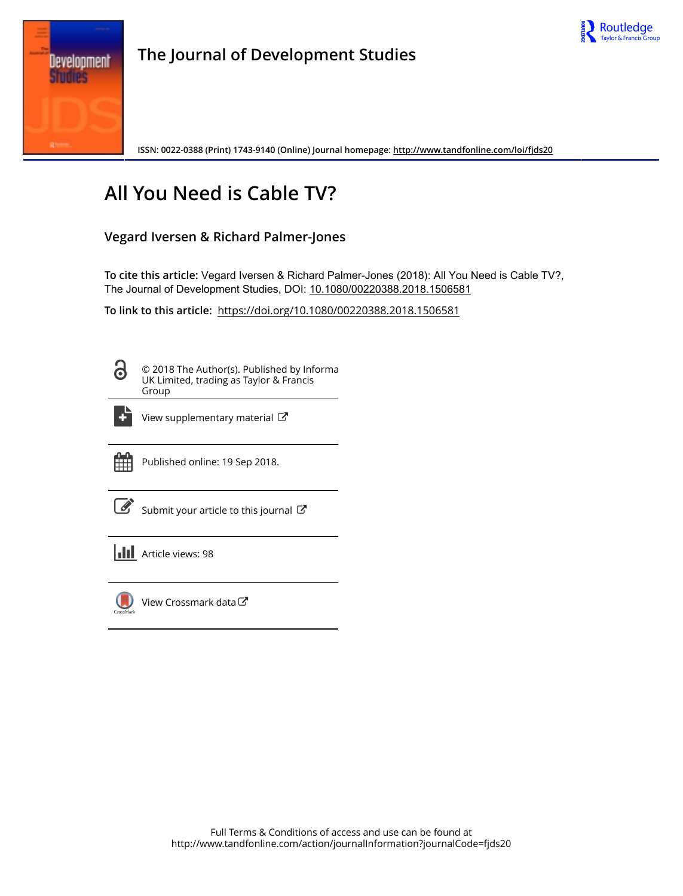# The Journal of Development Studies

ISSN: 0022-0388 (Print) 1743-9140 (Online) Journal homepage: http://www.tandfonline.com/loi/fjds20

# All You Need is Cable TV?

## Vegard Iversen & Richard Palmer-Jones

**To cite this article:** Vegard Iversen & Richard Palmer-Jones (2018): All You Need is Cable TV?, The Journal of Development Studies, DOI: 10.1080/00220388.2018.1506581

**To link to this article:** https://doi.org/10.1080/00220388.2018.1506581

© 2018 The Author(s). Published by Informa UK Limited, trading as Taylor & Francis Group

View supplementary material

Published online: 19 Sep 2018.

Submit your article to this journal

Article views: 98

View Crossmark data

Full Terms & Conditions of access and use can be found at
http://www.tandfonline.com/action/journalInformation?journalCode=fjds20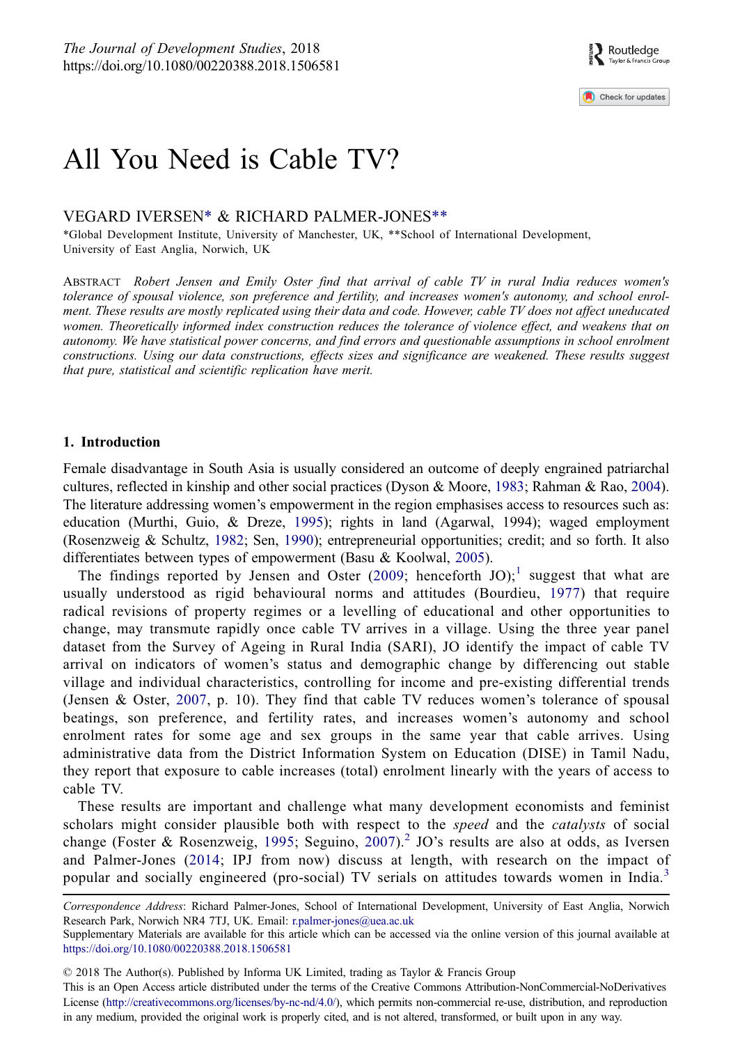# All You Need is Cable TV?

VEGARD IVERSEN* & RICHARD PALMER-JONES**

*Global Development Institute, University of Manchester, UK, **School of International Development, University of East Anglia, Norwich, UK

ABSTRACT *Robert Jensen and Emily Oster find that arrival of cable TV in rural India reduces women's tolerance of spousal violence, son preference and fertility, and increases women's autonomy, and school enrolment. These results are mostly replicated using their data and code. However, cable TV does not affect uneducated women. Theoretically informed index construction reduces the tolerance of violence effect, and weakens that on autonomy. We have statistical power concerns, and find errors and questionable assumptions in school enrolment constructions. Using our data constructions, effects sizes and significance are weakened. These results suggest that pure, statistical and scientific replication have merit.*

## 1. Introduction

Female disadvantage in South Asia is usually considered an outcome of deeply engrained patriarchal cultures, reflected in kinship and other social practices (Dyson & Moore, 1983; Rahman & Rao, 2004). The literature addressing women's empowerment in the region emphasises access to resources such as: education (Murthi, Guio, & Dreze, 1995); rights in land (Agarwal, 1994); waged employment (Rosenzweig & Schultz, 1982; Sen, 1990); entrepreneurial opportunities; credit; and so forth. It also differentiates between types of empowerment (Basu & Koolwal, 2005).

The findings reported by Jensen and Oster (2009; henceforth JO);[1] suggest that what are usually understood as rigid behavioural norms and attitudes (Bourdieu, 1977) that require radical revisions of property regimes or a levelling of educational and other opportunities to change, may transmute rapidly once cable TV arrives in a village. Using the three year panel dataset from the Survey of Ageing in Rural India (SARI), JO identify the impact of cable TV arrival on indicators of women's status and demographic change by differencing out stable village and individual characteristics, controlling for income and pre-existing differential trends (Jensen & Oster, 2007, p. 10). They find that cable TV reduces women's tolerance of spousal beatings, son preference, and fertility rates, and increases women's autonomy and school enrolment rates for some age and sex groups in the same year that cable arrives. Using administrative data from the District Information System on Education (DISE) in Tamil Nadu, they report that exposure to cable increases (total) enrolment linearly with the years of access to cable TV.

These results are important and challenge what many development economists and feminist scholars might consider plausible both with respect to the *speed* and the *catalysts* of social change (Foster & Rosenzweig, 1995; Seguino, 2007).[2] JO's results are also at odds, as Iversen and Palmer-Jones (2014; IPJ from now) discuss at length, with research on the impact of popular and socially engineered (pro-social) TV serials on attitudes towards women in India.[3]

*Correspondence Address*: Richard Palmer-Jones, School of International Development, University of East Anglia, Norwich Research Park, Norwich NR4 7TJ, UK. Email: r.palmer-jones@uea.ac.uk

Supplementary Materials are available for this article which can be accessed via the online version of this journal available at https://doi.org/10.1080/00220388.2018.1506581

© 2018 The Author(s). Published by Informa UK Limited, trading as Taylor & Francis Group

This is an Open Access article distributed under the terms of the Creative Commons Attribution-NonCommercial-NoDerivatives License (http://creativecommons.org/licenses/by-nc-nd/4.0/), which permits non-commercial re-use, distribution, and reproduction in any medium, provided the original work is properly cited, and is not altered, transformed, or built upon in any way.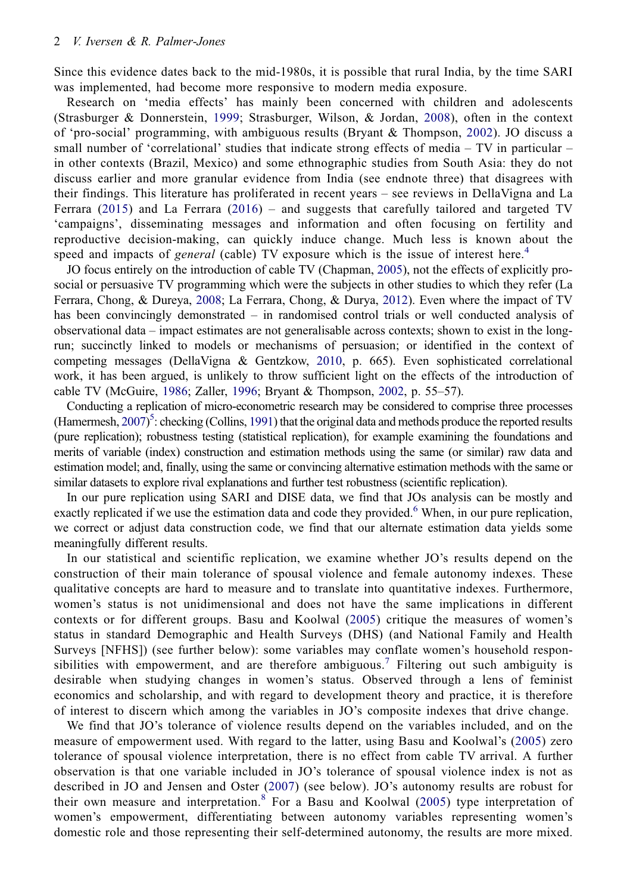Since this evidence dates back to the mid-1980s, it is possible that rural India, by the time SARI was implemented, had become more responsive to modern media exposure.

Research on 'media effects' has mainly been concerned with children and adolescents (Strasburger & Donnerstein, 1999; Strasburger, Wilson, & Jordan, 2008), often in the context of 'pro-social' programming, with ambiguous results (Bryant & Thompson, 2002). JO discuss a small number of 'correlational' studies that indicate strong effects of media – TV in particular – in other contexts (Brazil, Mexico) and some ethnographic studies from South Asia: they do not discuss earlier and more granular evidence from India (see endnote three) that disagrees with their findings. This literature has proliferated in recent years – see reviews in DellaVigna and La Ferrara (2015) and La Ferrara (2016) – and suggests that carefully tailored and targeted TV 'campaigns', disseminating messages and information and often focusing on fertility and reproductive decision-making, can quickly induce change. Much less is known about the speed and impacts of *general* (cable) TV exposure which is the issue of interest here.[4]

JO focus entirely on the introduction of cable TV (Chapman, 2005), not the effects of explicitly pro-social or persuasive TV programming which were the subjects in other studies to which they refer (La Ferrara, Chong, & Dureya, 2008; La Ferrara, Chong, & Durya, 2012). Even where the impact of TV has been convincingly demonstrated – in randomised control trials or well conducted analysis of observational data – impact estimates are not generalisable across contexts; shown to exist in the long-run; succinctly linked to models or mechanisms of persuasion; or identified in the context of competing messages (DellaVigna & Gentzkow, 2010, p. 665). Even sophisticated correlational work, it has been argued, is unlikely to throw sufficient light on the effects of the introduction of cable TV (McGuire, 1986; Zaller, 1996; Bryant & Thompson, 2002, p. 55–57).

Conducting a replication of micro-econometric research may be considered to comprise three processes (Hamermesh, 2007)[5]: checking (Collins, 1991) that the original data and methods produce the reported results (pure replication); robustness testing (statistical replication), for example examining the foundations and merits of variable (index) construction and estimation methods using the same (or similar) raw data and estimation model; and, finally, using the same or convincing alternative estimation methods with the same or similar datasets to explore rival explanations and further test robustness (scientific replication).

In our pure replication using SARI and DISE data, we find that JOs analysis can be mostly and exactly replicated if we use the estimation data and code they provided.[6] When, in our pure replication, we correct or adjust data construction code, we find that our alternate estimation data yields some meaningfully different results.

In our statistical and scientific replication, we examine whether JO's results depend on the construction of their main tolerance of spousal violence and female autonomy indexes. These qualitative concepts are hard to measure and to translate into quantitative indexes. Furthermore, women's status is not unidimensional and does not have the same implications in different contexts or for different groups. Basu and Koolwal (2005) critique the measures of women's status in standard Demographic and Health Surveys (DHS) (and National Family and Health Surveys [NFHS]) (see further below): some variables may conflate women's household responsibilities with empowerment, and are therefore ambiguous.[7] Filtering out such ambiguity is desirable when studying changes in women's status. Observed through a lens of feminist economics and scholarship, and with regard to development theory and practice, it is therefore of interest to discern which among the variables in JO's composite indexes that drive change.

We find that JO's tolerance of violence results depend on the variables included, and on the measure of empowerment used. With regard to the latter, using Basu and Koolwal's (2005) zero tolerance of spousal violence interpretation, there is no effect from cable TV arrival. A further observation is that one variable included in JO's tolerance of spousal violence index is not as described in JO and Jensen and Oster (2007) (see below). JO's autonomy results are robust for their own measure and interpretation.[8] For a Basu and Koolwal (2005) type interpretation of women's empowerment, differentiating between autonomy variables representing women's domestic role and those representing their self-determined autonomy, the results are more mixed.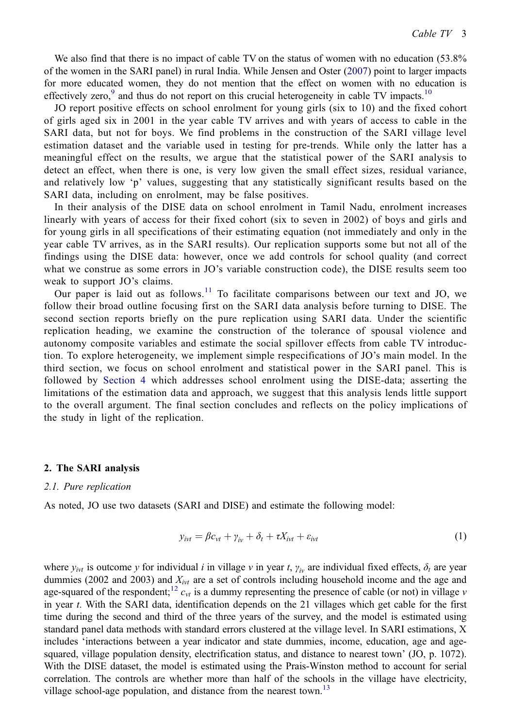We also find that there is no impact of cable TV on the status of women with no education (53.8% of the women in the SARI panel) in rural India. While Jensen and Oster (2007) point to larger impacts for more educated women, they do not mention that the effect on women with no education is effectively zero,[9] and thus do not report on this crucial heterogeneity in cable TV impacts.[10]

JO report positive effects on school enrolment for young girls (six to 10) and the fixed cohort of girls aged six in 2001 in the year cable TV arrives and with years of access to cable in the SARI data, but not for boys. We find problems in the construction of the SARI village level estimation dataset and the variable used in testing for pre-trends. While only the latter has a meaningful effect on the results, we argue that the statistical power of the SARI analysis to detect an effect, when there is one, is very low given the small effect sizes, residual variance, and relatively low 'p' values, suggesting that any statistically significant results based on the SARI data, including on enrolment, may be false positives.

In their analysis of the DISE data on school enrolment in Tamil Nadu, enrolment increases linearly with years of access for their fixed cohort (six to seven in 2002) of boys and girls and for young girls in all specifications of their estimating equation (not immediately and only in the year cable TV arrives, as in the SARI results). Our replication supports some but not all of the findings using the DISE data: however, once we add controls for school quality (and correct what we construe as some errors in JO's variable construction code), the DISE results seem too weak to support JO's claims.

Our paper is laid out as follows.[11] To facilitate comparisons between our text and JO, we follow their broad outline focusing first on the SARI data analysis before turning to DISE. The second section reports briefly on the pure replication using SARI data. Under the scientific replication heading, we examine the construction of the tolerance of spousal violence and autonomy composite variables and estimate the social spillover effects from cable TV introduction. To explore heterogeneity, we implement simple respecifications of JO's main model. In the third section, we focus on school enrolment and statistical power in the SARI panel. This is followed by Section 4 which addresses school enrolment using the DISE-data; asserting the limitations of the estimation data and approach, we suggest that this analysis lends little support to the overall argument. The final section concludes and reflects on the policy implications of the study in light of the replication.

## 2. The SARI analysis

### 2.1. Pure replication

As noted, JO use two datasets (SARI and DISE) and estimate the following model:

$$y_{ivt} = \beta c_{vt} + \gamma_{iv} + \delta_t + \tau X_{ivt} + \varepsilon_{ivt} \tag{1}$$

where $y_{ivt}$ is outcome $y$ for individual $i$ in village $v$ in year $t$, $\gamma_{iv}$ are individual fixed effects, $\delta_t$ are year dummies (2002 and 2003) and $X_{ivt}$ are a set of controls including household income and the age and age-squared of the respondent;[12] $c_{vt}$ is a dummy representing the presence of cable (or not) in village $v$ in year $t$. With the SARI data, identification depends on the 21 villages which get cable for the first time during the second and third of the three years of the survey, and the model is estimated using standard panel data methods with standard errors clustered at the village level. In SARI estimations, X includes 'interactions between a year indicator and state dummies, income, education, age and age-squared, village population density, electrification status, and distance to nearest town' (JO, p. 1072). With the DISE dataset, the model is estimated using the Prais-Winston method to account for serial correlation. The controls are whether more than half of the schools in the village have electricity, village school-age population, and distance from the nearest town.[13]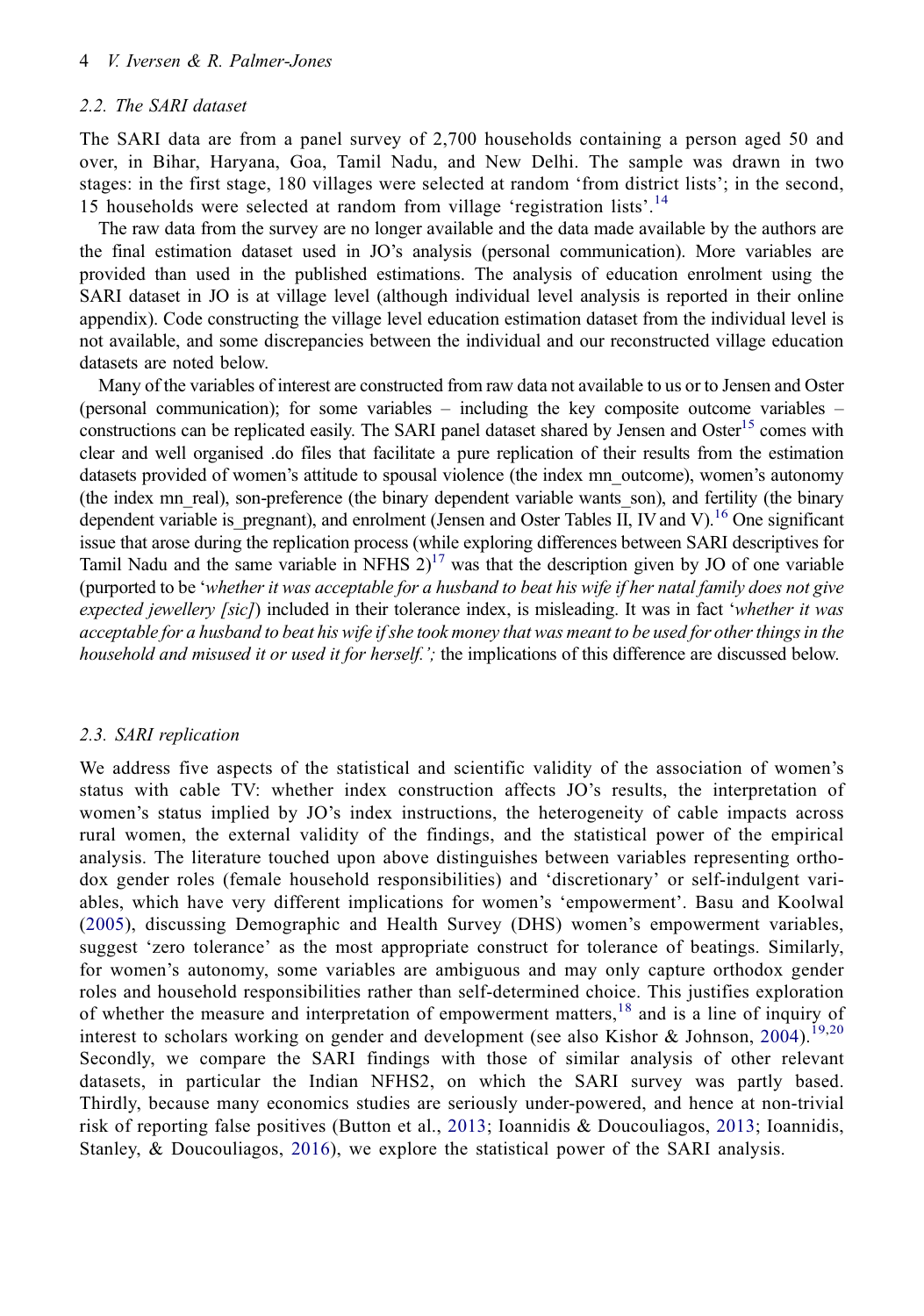### 2.2. The SARI dataset

The SARI data are from a panel survey of 2,700 households containing a person aged 50 and over, in Bihar, Haryana, Goa, Tamil Nadu, and New Delhi. The sample was drawn in two stages: in the first stage, 180 villages were selected at random 'from district lists'; in the second, 15 households were selected at random from village 'registration lists'.[14]

The raw data from the survey are no longer available and the data made available by the authors are the final estimation dataset used in JO's analysis (personal communication). More variables are provided than used in the published estimations. The analysis of education enrolment using the SARI dataset in JO is at village level (although individual level analysis is reported in their online appendix). Code constructing the village level education estimation dataset from the individual level is not available, and some discrepancies between the individual and our reconstructed village education datasets are noted below.

Many of the variables of interest are constructed from raw data not available to us or to Jensen and Oster (personal communication); for some variables – including the key composite outcome variables – constructions can be replicated easily. The SARI panel dataset shared by Jensen and Oster[15] comes with clear and well organised .do files that facilitate a pure replication of their results from the estimation datasets provided of women's attitude to spousal violence (the index mn_outcome), women's autonomy (the index mn_real), son-preference (the binary dependent variable wants_son), and fertility (the binary dependent variable is_pregnant), and enrolment (Jensen and Oster Tables II, IV and V).[16] One significant issue that arose during the replication process (while exploring differences between SARI descriptives for Tamil Nadu and the same variable in NFHS 2)[17] was that the description given by JO of one variable (purported to be '*whether it was acceptable for a husband to beat his wife if her natal family does not give expected jewellery [sic]*) included in their tolerance index, is misleading. It was in fact '*whether it was acceptable for a husband to beat his wife if she took money that was meant to be used for other things in the household and misused it or used it for herself.';* the implications of this difference are discussed below.

### 2.3. SARI replication

We address five aspects of the statistical and scientific validity of the association of women's status with cable TV: whether index construction affects JO's results, the interpretation of women's status implied by JO's index instructions, the heterogeneity of cable impacts across rural women, the external validity of the findings, and the statistical power of the empirical analysis. The literature touched upon above distinguishes between variables representing orthodox gender roles (female household responsibilities) and 'discretionary' or self-indulgent variables, which have very different implications for women's 'empowerment'. Basu and Koolwal (2005), discussing Demographic and Health Survey (DHS) women's empowerment variables, suggest 'zero tolerance' as the most appropriate construct for tolerance of beatings. Similarly, for women's autonomy, some variables are ambiguous and may only capture orthodox gender roles and household responsibilities rather than self-determined choice. This justifies exploration of whether the measure and interpretation of empowerment matters,[18] and is a line of inquiry of interest to scholars working on gender and development (see also Kishor & Johnson, 2004).[19,20] Secondly, we compare the SARI findings with those of similar analysis of other relevant datasets, in particular the Indian NFHS2, on which the SARI survey was partly based. Thirdly, because many economics studies are seriously under-powered, and hence at non-trivial risk of reporting false positives (Button et al., 2013; Ioannidis & Doucouliagos, 2013; Ioannidis, Stanley, & Doucouliagos, 2016), we explore the statistical power of the SARI analysis.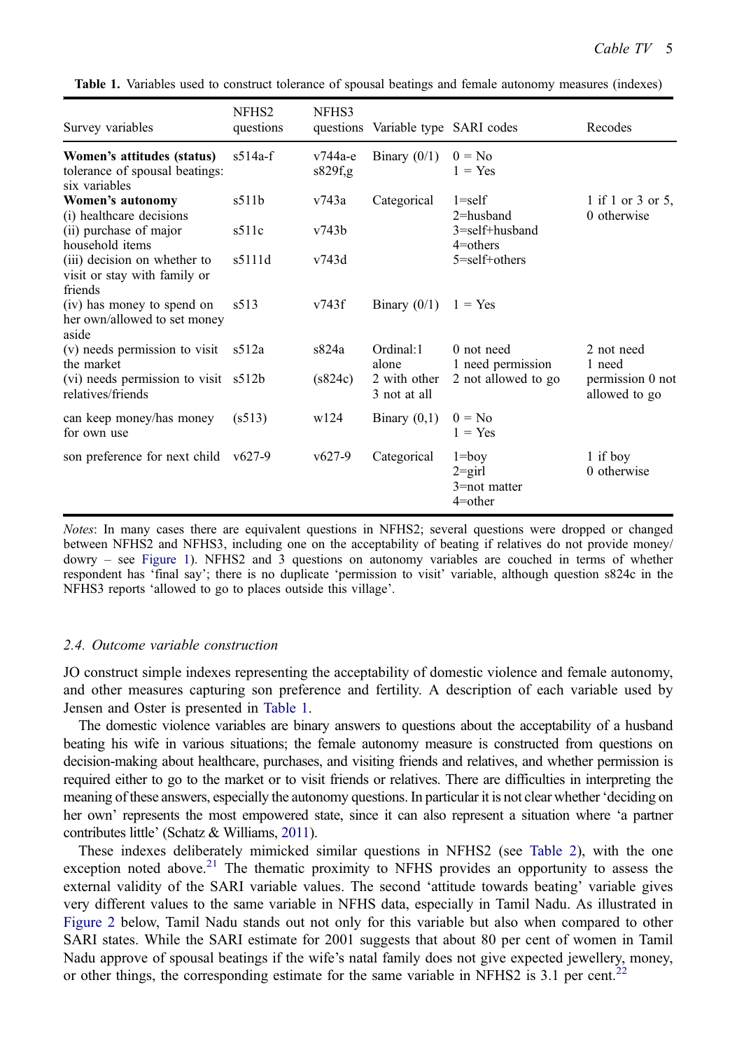**Table 1.** Variables used to construct tolerance of spousal beatings and female autonomy measures (indexes)

| Survey variables | NFHS2 questions | NFHS3 questions | Variable type | SARI codes | Recodes |
|---|---|---|---|---|---|
| **Women's attitudes (status)** tolerance of spousal beatings: six variables | s514a-f | v744a-e s829f,g | Binary (0/1) | 0 = No<br>1 = Yes | |
| **Women's autonomy**<br>(i) healthcare decisions | s511b | v743a | Categorical | 1=self<br>2=husband | 1 if 1 or 3 or 5, 0 otherwise |
| (ii) purchase of major household items | s511c | v743b | | 3=self+husband<br>4=others | |
| (iii) decision on whether to visit or stay with family or friends | s5111d | v743d | | 5=self+others | |
| (iv) has money to spend on her own/allowed to set money aside | s513 | v743f | Binary (0/1) | 1 = Yes | |
| (v) needs permission to visit the market | s512a | s824a | Ordinal:1 alone | 0 not need<br>1 need permission | 2 not need<br>1 need |
| (vi) needs permission to visit relatives/friends | s512b | (s824c) | 2 with other<br>3 not at all | 2 not allowed to go | permission 0 not allowed to go |
| can keep money/has money for own use | (s513) | w124 | Binary (0,1) | 0 = No<br>1 = Yes | |
| son preference for next child | v627-9 | v627-9 | Categorical | 1=boy<br>2=girl<br>3=not matter<br>4=other | 1 if boy<br>0 otherwise |

*Notes*: In many cases there are equivalent questions in NFHS2; several questions were dropped or changed between NFHS2 and NFHS3, including one on the acceptability of beating if relatives do not provide money/dowry – see Figure 1). NFHS2 and 3 questions on autonomy variables are couched in terms of whether respondent has 'final say'; there is no duplicate 'permission to visit' variable, although question s824c in the NFHS3 reports 'allowed to go to places outside this village'.

### *2.4. Outcome variable construction*

JO construct simple indexes representing the acceptability of domestic violence and female autonomy, and other measures capturing son preference and fertility. A description of each variable used by Jensen and Oster is presented in Table 1.

The domestic violence variables are binary answers to questions about the acceptability of a husband beating his wife in various situations; the female autonomy measure is constructed from questions on decision-making about healthcare, purchases, and visiting friends and relatives, and whether permission is required either to go to the market or to visit friends or relatives. There are difficulties in interpreting the meaning of these answers, especially the autonomy questions. In particular it is not clear whether 'deciding on her own' represents the most empowered state, since it can also represent a situation where 'a partner contributes little' (Schatz & Williams, 2011).

These indexes deliberately mimicked similar questions in NFHS2 (see Table 2), with the one exception noted above.[21] The thematic proximity to NFHS provides an opportunity to assess the external validity of the SARI variable values. The second 'attitude towards beating' variable gives very different values to the same variable in NFHS data, especially in Tamil Nadu. As illustrated in Figure 2 below, Tamil Nadu stands out not only for this variable but also when compared to other SARI states. While the SARI estimate for 2001 suggests that about 80 per cent of women in Tamil Nadu approve of spousal beatings if the wife's natal family does not give expected jewellery, money, or other things, the corresponding estimate for the same variable in NFHS2 is 3.1 per cent.[22]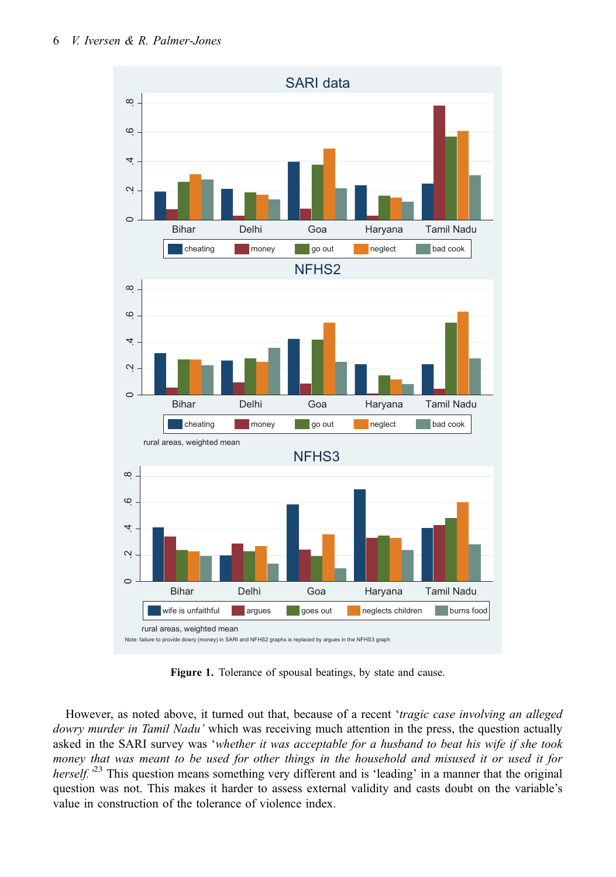**Figure 1.** Tolerance of spousal beatings, by state and cause.

However, as noted above, it turned out that, because of a recent '*tragic case involving an alleged dowry murder in Tamil Nadu'* which was receiving much attention in the press, the question actually asked in the SARI survey was '*whether it was acceptable for a husband to beat his wife if she took money that was meant to be used for other things in the household and misused it or used it for herself.*'[23] This question means something very different and is 'leading' in a manner that the original question was not. This makes it harder to assess external validity and casts doubt on the variable's value in construction of the tolerance of violence index.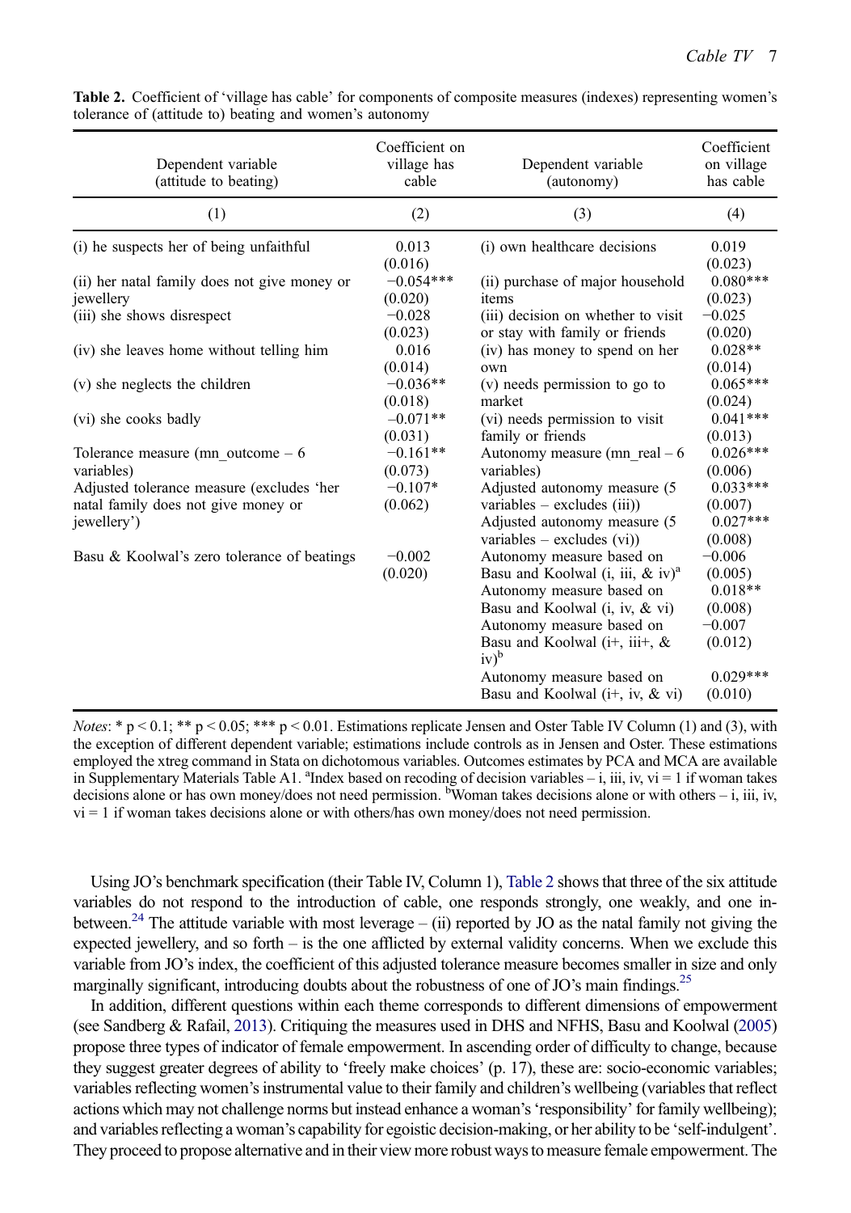**Table 2.** Coefficient of 'village has cable' for components of composite measures (indexes) representing women's tolerance of (attitude to) beating and women's autonomy

| Dependent variable (attitude to beating) | Coefficient on village has cable | Dependent variable (autonomy) | Coefficient on village has cable |
|---|---|---|---|
| (1) | (2) | (3) | (4) |
| (i) he suspects her of being unfaithful | 0.013 (0.016) | (i) own healthcare decisions | 0.019 (0.023) |
| (ii) her natal family does not give money or jewellery | −0.054*** (0.020) | (ii) purchase of major household items | 0.080*** (0.023) |
| (iii) she shows disrespect | −0.028 (0.023) | (iii) decision on whether to visit or stay with family or friends | −0.025 (0.020) |
| (iv) she leaves home without telling him | 0.016 (0.014) | (iv) has money to spend on her own | 0.028** (0.014) |
| (v) she neglects the children | −0.036** (0.018) | (v) needs permission to go to market | 0.065*** (0.024) |
| (vi) she cooks badly | −0.071** (0.031) | (vi) needs permission to visit family or friends | 0.041*** (0.013) |
| Tolerance measure (mn_outcome – 6 variables) | −0.161** (0.073) | Autonomy measure (mn_real – 6 variables) | 0.026*** (0.006) |
| Adjusted tolerance measure (excludes 'her natal family does not give money or jewellery') | −0.107* (0.062) | Adjusted autonomy measure (5 variables – excludes (iii)) | 0.033*** (0.007) |
| | | Adjusted autonomy measure (5 variables – excludes (vi)) | 0.027*** (0.008) |
| Basu & Koolwal's zero tolerance of beatings | −0.002 (0.020) | Autonomy measure based on Basu and Koolwal (i, iii, & iv)[a] | −0.006 (0.005) |
| | | Autonomy measure based on Basu and Koolwal (i, iv, & vi) | 0.018** (0.008) |
| | | Autonomy measure based on Basu and Koolwal (i+, iii+, & iv)[b] | −0.007 (0.012) |
| | | Autonomy measure based on Basu and Koolwal (i+, iv, & vi) | 0.029*** (0.010) |

*Notes*: * $p < 0.1$; ** $p < 0.05$; *** $p < 0.01$. Estimations replicate Jensen and Oster Table IV Column (1) and (3), with the exception of different dependent variable; estimations include controls as in Jensen and Oster. These estimations employed the xtreg command in Stata on dichotomous variables. Outcomes estimates by PCA and MCA are available in Supplementary Materials Table A1. [a]Index based on recoding of decision variables – i, iii, iv, vi = 1 if woman takes decisions alone or has own money/does not need permission. [b]Woman takes decisions alone or with others – i, iii, iv, vi = 1 if woman takes decisions alone or with others/has own money/does not need permission.

Using JO's benchmark specification (their Table IV, Column 1), Table 2 shows that three of the six attitude variables do not respond to the introduction of cable, one responds strongly, one weakly, and one in-between.[24] The attitude variable with most leverage – (ii) reported by JO as the natal family not giving the expected jewellery, and so forth – is the one afflicted by external validity concerns. When we exclude this variable from JO's index, the coefficient of this adjusted tolerance measure becomes smaller in size and only marginally significant, introducing doubts about the robustness of one of JO's main findings.[25]

In addition, different questions within each theme corresponds to different dimensions of empowerment (see Sandberg & Rafail, 2013). Critiquing the measures used in DHS and NFHS, Basu and Koolwal (2005) propose three types of indicator of female empowerment. In ascending order of difficulty to change, because they suggest greater degrees of ability to 'freely make choices' (p. 17), these are: socio-economic variables; variables reflecting women's instrumental value to their family and children's wellbeing (variables that reflect actions which may not challenge norms but instead enhance a woman's 'responsibility' for family wellbeing); and variables reflecting a woman's capability for egoistic decision-making, or her ability to be 'self-indulgent'. They proceed to propose alternative and in their view more robust ways to measure female empowerment. The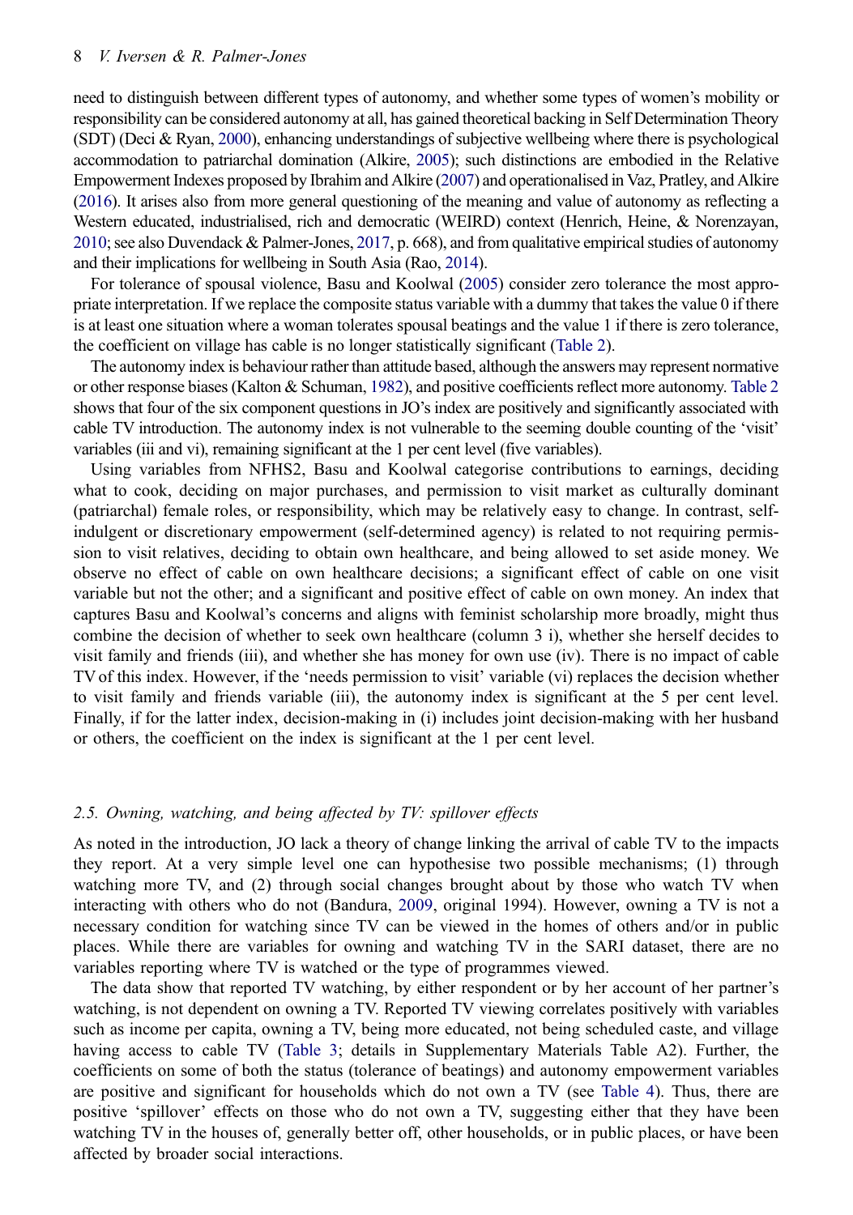need to distinguish between different types of autonomy, and whether some types of women's mobility or responsibility can be considered autonomy at all, has gained theoretical backing in Self Determination Theory (SDT) (Deci & Ryan, 2000), enhancing understandings of subjective wellbeing where there is psychological accommodation to patriarchal domination (Alkire, 2005); such distinctions are embodied in the Relative Empowerment Indexes proposed by Ibrahim and Alkire (2007) and operationalised in Vaz, Pratley, and Alkire (2016). It arises also from more general questioning of the meaning and value of autonomy as reflecting a Western educated, industrialised, rich and democratic (WEIRD) context (Henrich, Heine, & Norenzayan, 2010; see also Duvendack & Palmer-Jones, 2017, p. 668), and from qualitative empirical studies of autonomy and their implications for wellbeing in South Asia (Rao, 2014).

For tolerance of spousal violence, Basu and Koolwal (2005) consider zero tolerance the most appropriate interpretation. If we replace the composite status variable with a dummy that takes the value 0 if there is at least one situation where a woman tolerates spousal beatings and the value 1 if there is zero tolerance, the coefficient on village has cable is no longer statistically significant (Table 2).

The autonomy index is behaviour rather than attitude based, although the answers may represent normative or other response biases (Kalton & Schuman, 1982), and positive coefficients reflect more autonomy. Table 2 shows that four of the six component questions in JO's index are positively and significantly associated with cable TV introduction. The autonomy index is not vulnerable to the seeming double counting of the 'visit' variables (iii and vi), remaining significant at the 1 per cent level (five variables).

Using variables from NFHS2, Basu and Koolwal categorise contributions to earnings, deciding what to cook, deciding on major purchases, and permission to visit market as culturally dominant (patriarchal) female roles, or responsibility, which may be relatively easy to change. In contrast, self-indulgent or discretionary empowerment (self-determined agency) is related to not requiring permission to visit relatives, deciding to obtain own healthcare, and being allowed to set aside money. We observe no effect of cable on own healthcare decisions; a significant effect of cable on one visit variable but not the other; and a significant and positive effect of cable on own money. An index that captures Basu and Koolwal's concerns and aligns with feminist scholarship more broadly, might thus combine the decision of whether to seek own healthcare (column 3 i), whether she herself decides to visit family and friends (iii), and whether she has money for own use (iv). There is no impact of cable TV of this index. However, if the 'needs permission to visit' variable (vi) replaces the decision whether to visit family and friends variable (iii), the autonomy index is significant at the 5 per cent level. Finally, if for the latter index, decision-making in (i) includes joint decision-making with her husband or others, the coefficient on the index is significant at the 1 per cent level.

### 2.5. *Owning, watching, and being affected by TV: spillover effects*

As noted in the introduction, JO lack a theory of change linking the arrival of cable TV to the impacts they report. At a very simple level one can hypothesise two possible mechanisms; (1) through watching more TV, and (2) through social changes brought about by those who watch TV when interacting with others who do not (Bandura, 2009, original 1994). However, owning a TV is not a necessary condition for watching since TV can be viewed in the homes of others and/or in public places. While there are variables for owning and watching TV in the SARI dataset, there are no variables reporting where TV is watched or the type of programmes viewed.

The data show that reported TV watching, by either respondent or by her account of her partner's watching, is not dependent on owning a TV. Reported TV viewing correlates positively with variables such as income per capita, owning a TV, being more educated, not being scheduled caste, and village having access to cable TV (Table 3; details in Supplementary Materials Table A2). Further, the coefficients on some of both the status (tolerance of beatings) and autonomy empowerment variables are positive and significant for households which do not own a TV (see Table 4). Thus, there are positive 'spillover' effects on those who do not own a TV, suggesting either that they have been watching TV in the houses of, generally better off, other households, or in public places, or have been affected by broader social interactions.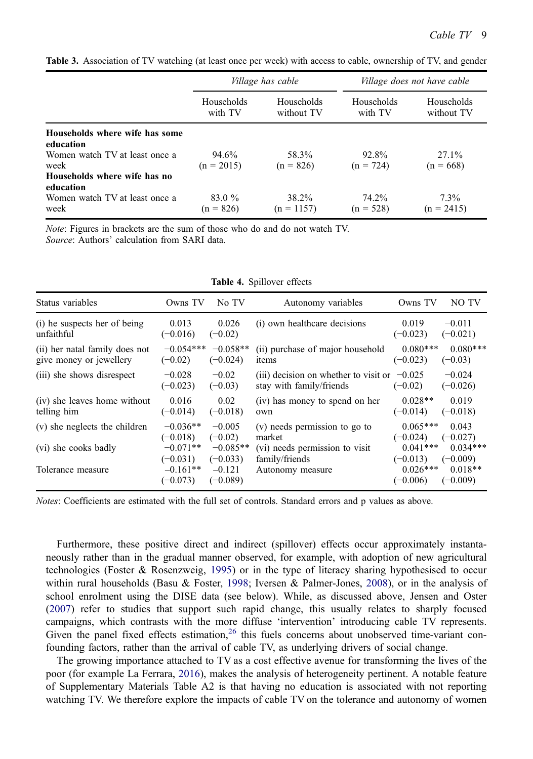**Table 3.** Association of TV watching (at least once per week) with access to cable, ownership of TV, and gender

| | *Village has cable* | | *Village does not have cable* | |
|---|---|---|---|---|
| | Households with TV | Households without TV | Households with TV | Households without TV |
| **Households where wife has some education** | | | | |
| Women watch TV at least once a week | 94.6% (n = 2015) | 58.3% (n = 826) | 92.8% (n = 724) | 27.1% (n = 668) |
| **Households where wife has no education** | | | | |
| Women watch TV at least once a week | 83.0 % (n = 826) | 38.2% (n = 1157) | 74.2% (n = 528) | 7.3% (n = 2415) |

*Note*: Figures in brackets are the sum of those who do and do not watch TV.
*Source*: Authors' calculation from SARI data.

**Table 4.** Spillover effects

| Status variables | Owns TV | No TV | Autonomy variables | Owns TV | NO TV |
|---|---|---|---|---|---|
| (i) he suspects her of being unfaithful | 0.013 (−0.016) | 0.026 (−0.02) | (i) own healthcare decisions | 0.019 (−0.023) | −0.011 (−0.021) |
| (ii) her natal family does not give money or jewellery | −0.054*** (−0.02) | −0.058** (−0.024) | (ii) purchase of major household items | 0.080*** (−0.023) | 0.080*** (−0.03) |
| (iii) she shows disrespect | −0.028 (−0.023) | −0.02 (−0.03) | (iii) decision on whether to visit or stay with family/friends | −0.025 (−0.02) | −0.024 (−0.026) |
| (iv) she leaves home without telling him | 0.016 (−0.014) | 0.02 (−0.018) | (iv) has money to spend on her own | 0.028** (−0.014) | 0.019 (−0.018) |
| (v) she neglects the children | −0.036** (−0.018) | −0.005 (−0.02) | (v) needs permission to go to market | 0.065*** (−0.024) | 0.043 (−0.027) |
| (vi) she cooks badly | −0.071** (−0.031) | −0.085** (−0.033) | (vi) needs permission to visit family/friends | 0.041*** (−0.013) | 0.034*** (−0.009) |
| Tolerance measure | −0.161** (−0.073) | −0.121 (−0.089) | Autonomy measure | 0.026*** (−0.006) | 0.018** (−0.009) |

*Notes*: Coefficients are estimated with the full set of controls. Standard errors and p values as above.

Furthermore, these positive direct and indirect (spillover) effects occur approximately instantaneously rather than in the gradual manner observed, for example, with adoption of new agricultural technologies (Foster & Rosenzweig, 1995) or in the type of literacy sharing hypothesised to occur within rural households (Basu & Foster, 1998; Iversen & Palmer-Jones, 2008), or in the analysis of school enrolment using the DISE data (see below). While, as discussed above, Jensen and Oster (2007) refer to studies that support such rapid change, this usually relates to sharply focused campaigns, which contrasts with the more diffuse 'intervention' introducing cable TV represents. Given the panel fixed effects estimation,[26] this fuels concerns about unobserved time-variant confounding factors, rather than the arrival of cable TV, as underlying drivers of social change.

The growing importance attached to TV as a cost effective avenue for transforming the lives of the poor (for example La Ferrara, 2016), makes the analysis of heterogeneity pertinent. A notable feature of Supplementary Materials Table A2 is that having no education is associated with not reporting watching TV. We therefore explore the impacts of cable TV on the tolerance and autonomy of women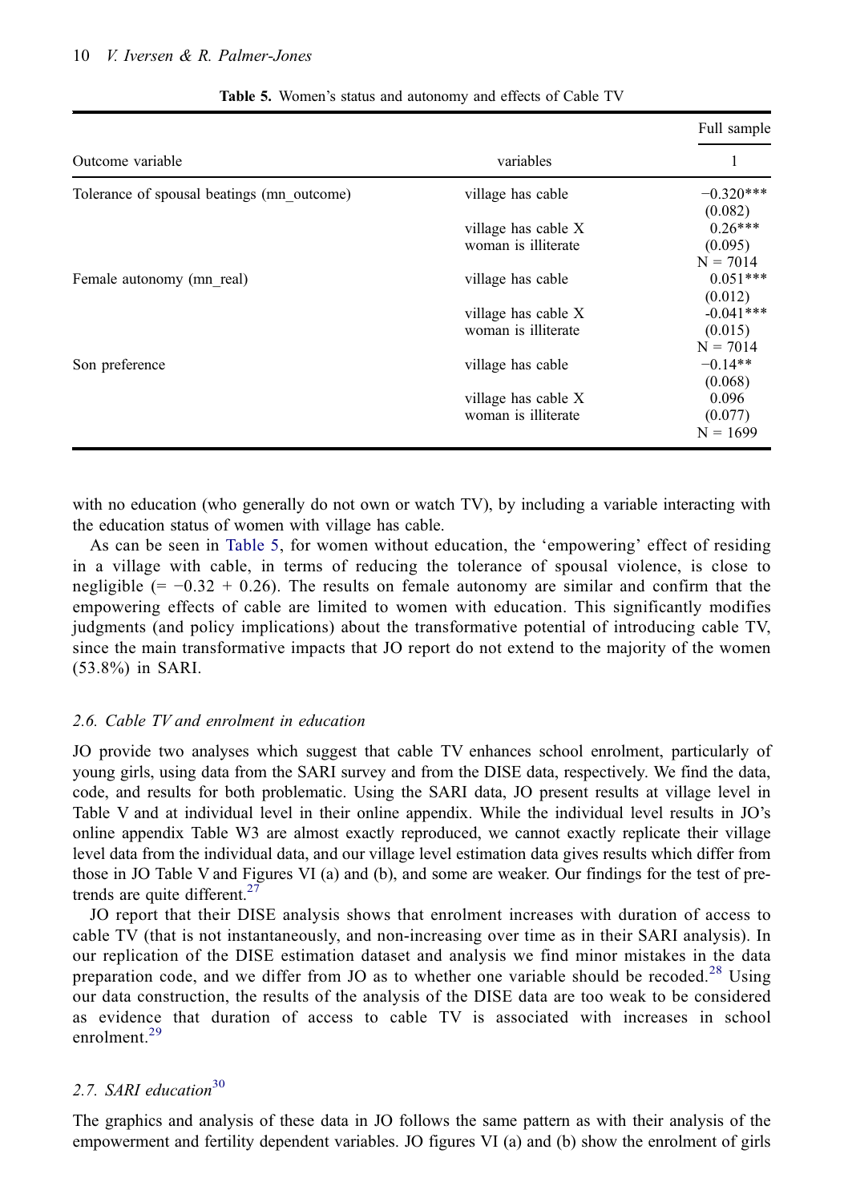**Table 5.** Women's status and autonomy and effects of Cable TV

| Outcome variable | variables | Full sample |
|---|---|---|
| | | 1 |
| Tolerance of spousal beatings (mn_outcome) | village has cable | −0.320*** |
| | | (0.082) |
| | village has cable X woman is illiterate | 0.26*** |
| | | (0.095) |
| | | N = 7014 |
| Female autonomy (mn_real) | village has cable | 0.051*** |
| | | (0.012) |
| | village has cable X woman is illiterate | -0.041*** |
| | | (0.015) |
| | | N = 7014 |
| Son preference | village has cable | −0.14** |
| | | (0.068) |
| | village has cable X woman is illiterate | 0.096 |
| | | (0.077) |
| | | N = 1699 |

with no education (who generally do not own or watch TV), by including a variable interacting with the education status of women with village has cable.

As can be seen in Table 5, for women without education, the 'empowering' effect of residing in a village with cable, in terms of reducing the tolerance of spousal violence, is close to negligible (= −0.32 + 0.26). The results on female autonomy are similar and confirm that the empowering effects of cable are limited to women with education. This significantly modifies judgments (and policy implications) about the transformative potential of introducing cable TV, since the main transformative impacts that JO report do not extend to the majority of the women (53.8%) in SARI.

### *2.6. Cable TV and enrolment in education*

JO provide two analyses which suggest that cable TV enhances school enrolment, particularly of young girls, using data from the SARI survey and from the DISE data, respectively. We find the data, code, and results for both problematic. Using the SARI data, JO present results at village level in Table V and at individual level in their online appendix. While the individual level results in JO's online appendix Table W3 are almost exactly reproduced, we cannot exactly replicate their village level data from the individual data, and our village level estimation data gives results which differ from those in JO Table V and Figures VI (a) and (b), and some are weaker. Our findings for the test of pre-trends are quite different.[27]

JO report that their DISE analysis shows that enrolment increases with duration of access to cable TV (that is not instantaneously, and non-increasing over time as in their SARI analysis). In our replication of the DISE estimation dataset and analysis we find minor mistakes in the data preparation code, and we differ from JO as to whether one variable should be recoded.[28] Using our data construction, the results of the analysis of the DISE data are too weak to be considered as evidence that duration of access to cable TV is associated with increases in school enrolment.[29]

### *2.7. SARI education*[30]

The graphics and analysis of these data in JO follows the same pattern as with their analysis of the empowerment and fertility dependent variables. JO figures VI (a) and (b) show the enrolment of girls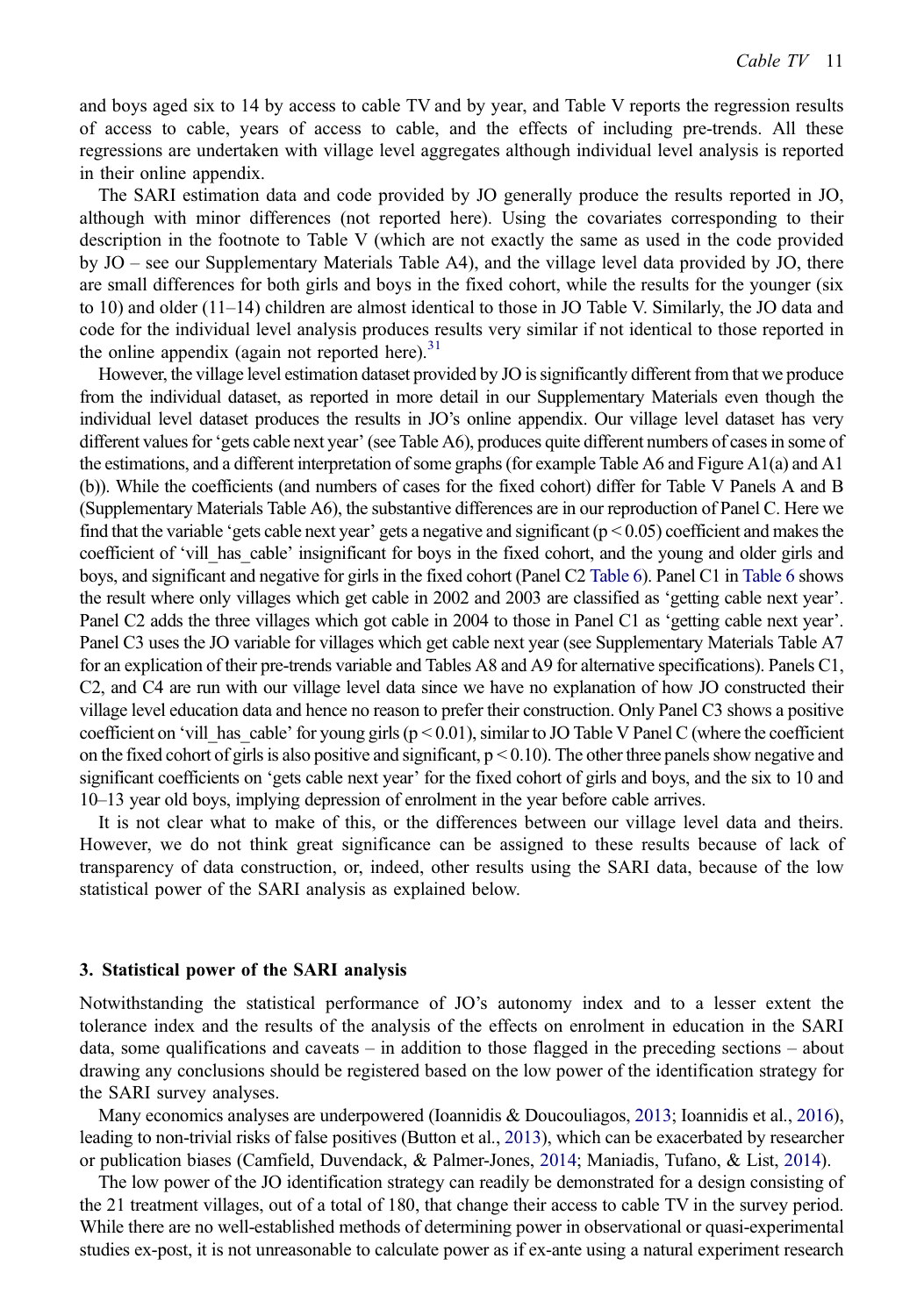and boys aged six to 14 by access to cable TV and by year, and Table V reports the regression results of access to cable, years of access to cable, and the effects of including pre-trends. All these regressions are undertaken with village level aggregates although individual level analysis is reported in their online appendix.

The SARI estimation data and code provided by JO generally produce the results reported in JO, although with minor differences (not reported here). Using the covariates corresponding to their description in the footnote to Table V (which are not exactly the same as used in the code provided by JO – see our Supplementary Materials Table A4), and the village level data provided by JO, there are small differences for both girls and boys in the fixed cohort, while the results for the younger (six to 10) and older (11–14) children are almost identical to those in JO Table V. Similarly, the JO data and code for the individual level analysis produces results very similar if not identical to those reported in the online appendix (again not reported here).[31]

However, the village level estimation dataset provided by JO is significantly different from that we produce from the individual dataset, as reported in more detail in our Supplementary Materials even though the individual level dataset produces the results in JO's online appendix. Our village level dataset has very different values for 'gets cable next year' (see Table A6), produces quite different numbers of cases in some of the estimations, and a different interpretation of some graphs (for example Table A6 and Figure A1(a) and A1 (b)). While the coefficients (and numbers of cases for the fixed cohort) differ for Table V Panels A and B (Supplementary Materials Table A6), the substantive differences are in our reproduction of Panel C. Here we find that the variable 'gets cable next year' gets a negative and significant ($p < 0.05$) coefficient and makes the coefficient of 'vill_has_cable' insignificant for boys in the fixed cohort, and the young and older girls and boys, and significant and negative for girls in the fixed cohort (Panel C2 Table 6). Panel C1 in Table 6 shows the result where only villages which get cable in 2002 and 2003 are classified as 'getting cable next year'. Panel C2 adds the three villages which got cable in 2004 to those in Panel C1 as 'getting cable next year'. Panel C3 uses the JO variable for villages which get cable next year (see Supplementary Materials Table A7 for an explication of their pre-trends variable and Tables A8 and A9 for alternative specifications). Panels C1, C2, and C4 are run with our village level data since we have no explanation of how JO constructed their village level education data and hence no reason to prefer their construction. Only Panel C3 shows a positive coefficient on 'vill_has_cable' for young girls ($p < 0.01$), similar to JO Table V Panel C (where the coefficient on the fixed cohort of girls is also positive and significant, $p < 0.10$). The other three panels show negative and significant coefficients on 'gets cable next year' for the fixed cohort of girls and boys, and the six to 10 and 10–13 year old boys, implying depression of enrolment in the year before cable arrives.

It is not clear what to make of this, or the differences between our village level data and theirs. However, we do not think great significance can be assigned to these results because of lack of transparency of data construction, or, indeed, other results using the SARI data, because of the low statistical power of the SARI analysis as explained below.

## 3. Statistical power of the SARI analysis

Notwithstanding the statistical performance of JO's autonomy index and to a lesser extent the tolerance index and the results of the analysis of the effects on enrolment in education in the SARI data, some qualifications and caveats – in addition to those flagged in the preceding sections – about drawing any conclusions should be registered based on the low power of the identification strategy for the SARI survey analyses.

Many economics analyses are underpowered (Ioannidis & Doucouliagos, 2013; Ioannidis et al., 2016), leading to non-trivial risks of false positives (Button et al., 2013), which can be exacerbated by researcher or publication biases (Camfield, Duvendack, & Palmer-Jones, 2014; Maniadis, Tufano, & List, 2014).

The low power of the JO identification strategy can readily be demonstrated for a design consisting of the 21 treatment villages, out of a total of 180, that change their access to cable TV in the survey period. While there are no well-established methods of determining power in observational or quasi-experimental studies ex-post, it is not unreasonable to calculate power as if ex-ante using a natural experiment research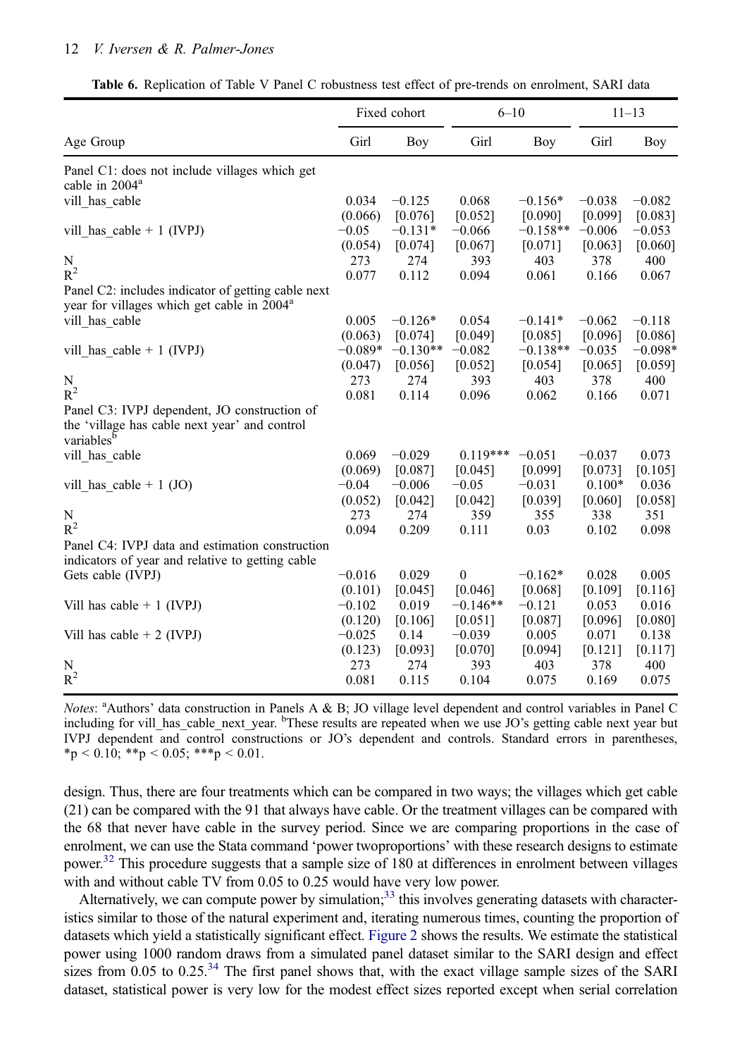**Table 6.** Replication of Table V Panel C robustness test effect of pre-trends on enrolment, SARI data

| | Fixed cohort | | 6–10 | | 11–13 | |
|---|---|---|---|---|---|---|
| Age Group | Girl | Boy | Girl | Boy | Girl | Boy |
| Panel C1: does not include villages which get cable in 2004[a] | | | | | | |
| vill_has_cable | 0.034 | −0.125 | 0.068 | −0.156* | −0.038 | −0.082 |
| | (0.066) | [0.076] | [0.052] | [0.090] | [0.099] | [0.083] |
| vill_has_cable + 1 (IVPJ) | −0.05 | −0.131* | −0.066 | −0.158** | −0.006 | −0.053 |
| | (0.054) | [0.074] | [0.067] | [0.071] | [0.063] | [0.060] |
| N | 273 | 274 | 393 | 403 | 378 | 400 |
| $R^2$ | 0.077 | 0.112 | 0.094 | 0.061 | 0.166 | 0.067 |
| Panel C2: includes indicator of getting cable next year for villages which get cable in 2004[a] | | | | | | |
| vill_has_cable | 0.005 | −0.126* | 0.054 | −0.141* | −0.062 | −0.118 |
| | (0.063) | [0.074] | [0.049] | [0.085] | [0.096] | [0.086] |
| vill_has_cable + 1 (IVPJ) | −0.089* | −0.130** | −0.082 | −0.138** | −0.035 | −0.098* |
| | (0.047) | [0.056] | [0.052] | [0.054] | [0.065] | [0.059] |
| N | 273 | 274 | 393 | 403 | 378 | 400 |
| $R^2$ | 0.081 | 0.114 | 0.096 | 0.062 | 0.166 | 0.071 |
| Panel C3: IVPJ dependent, JO construction of the 'village has cable next year' and control variables[b] | | | | | | |
| vill_has_cable | 0.069 | −0.029 | 0.119*** | −0.051 | −0.037 | 0.073 |
| | (0.069) | [0.087] | [0.045] | [0.099] | [0.073] | [0.105] |
| vill_has_cable + 1 (JO) | −0.04 | −0.006 | −0.05 | −0.031 | 0.100* | 0.036 |
| | (0.052) | [0.042] | [0.042] | [0.039] | [0.060] | [0.058] |
| N | 273 | 274 | 359 | 355 | 338 | 351 |
| $R^2$ | 0.094 | 0.209 | 0.111 | 0.03 | 0.102 | 0.098 |
| Panel C4: IVPJ data and estimation construction indicators of year and relative to getting cable | | | | | | |
| Gets cable (IVPJ) | −0.016 | 0.029 | 0 | −0.162* | 0.028 | 0.005 |
| | (0.101) | [0.045] | [0.046] | [0.068] | [0.109] | [0.116] |
| Vill has cable + 1 (IVPJ) | −0.102 | 0.019 | −0.146** | −0.121 | 0.053 | 0.016 |
| | (0.120) | [0.106] | [0.051] | [0.087] | [0.096] | [0.080] |
| Vill has cable + 2 (IVPJ) | −0.025 | 0.14 | −0.039 | 0.005 | 0.071 | 0.138 |
| | (0.123) | [0.093] | [0.070] | [0.094] | [0.121] | [0.117] |
| N | 273 | 274 | 393 | 403 | 378 | 400 |
| $R^2$ | 0.081 | 0.115 | 0.104 | 0.075 | 0.169 | 0.075 |

*Notes*: [a]Authors' data construction in Panels A & B; JO village level dependent and control variables in Panel C including for vill_has_cable_next_year. [b]These results are repeated when we use JO's getting cable next year but IVPJ dependent and control constructions or JO's dependent and controls. Standard errors in parentheses, *p < 0.10; **p < 0.05; ***p < 0.01.

design. Thus, there are four treatments which can be compared in two ways; the villages which get cable (21) can be compared with the 91 that always have cable. Or the treatment villages can be compared with the 68 that never have cable in the survey period. Since we are comparing proportions in the case of enrolment, we can use the Stata command 'power twoproportions' with these research designs to estimate power.[32] This procedure suggests that a sample size of 180 at differences in enrolment between villages with and without cable TV from 0.05 to 0.25 would have very low power.

Alternatively, we can compute power by simulation;[33] this involves generating datasets with characteristics similar to those of the natural experiment and, iterating numerous times, counting the proportion of datasets which yield a statistically significant effect. Figure 2 shows the results. We estimate the statistical power using 1000 random draws from a simulated panel dataset similar to the SARI design and effect sizes from 0.05 to 0.25.[34] The first panel shows that, with the exact village sample sizes of the SARI dataset, statistical power is very low for the modest effect sizes reported except when serial correlation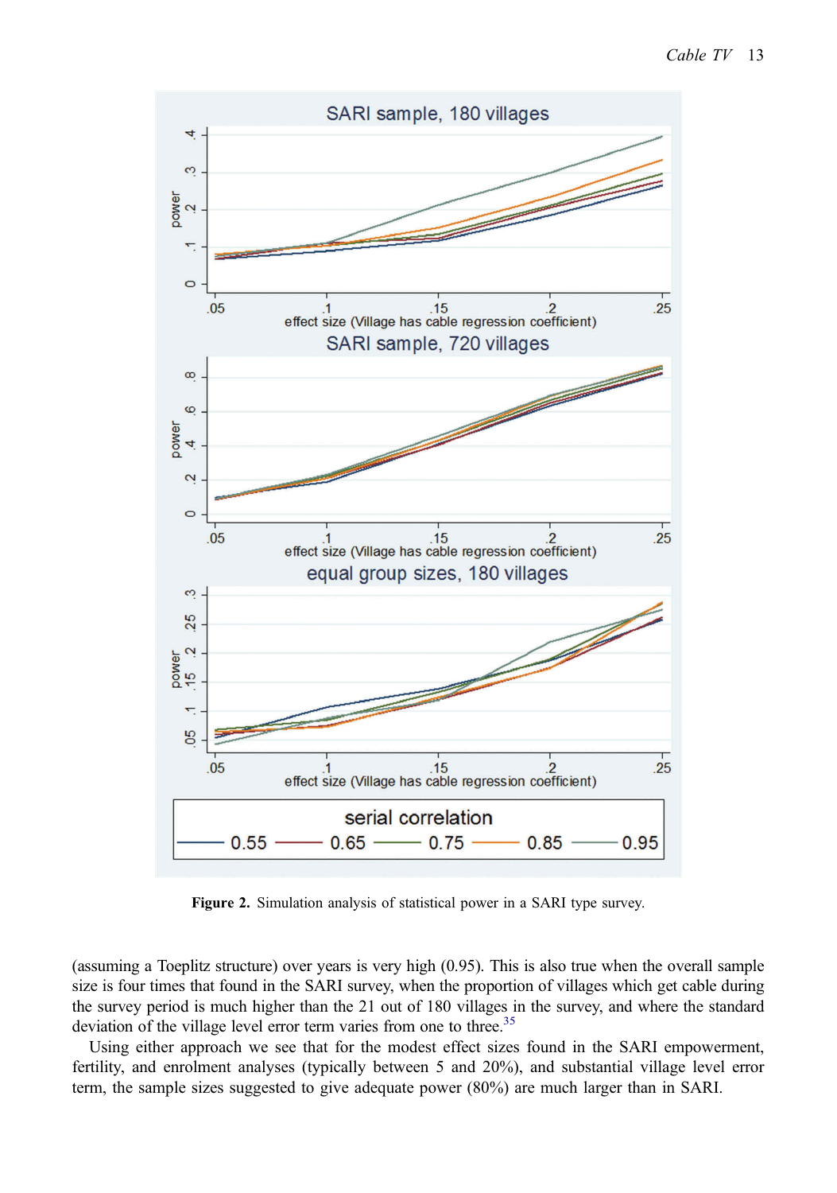**Figure 2.** Simulation analysis of statistical power in a SARI type survey.

(assuming a Toeplitz structure) over years is very high (0.95). This is also true when the overall sample size is four times that found in the SARI survey, when the proportion of villages which get cable during the survey period is much higher than the 21 out of 180 villages in the survey, and where the standard deviation of the village level error term varies from one to three.[35]

Using either approach we see that for the modest effect sizes found in the SARI empowerment, fertility, and enrolment analyses (typically between 5 and 20%), and substantial village level error term, the sample sizes suggested to give adequate power (80%) are much larger than in SARI.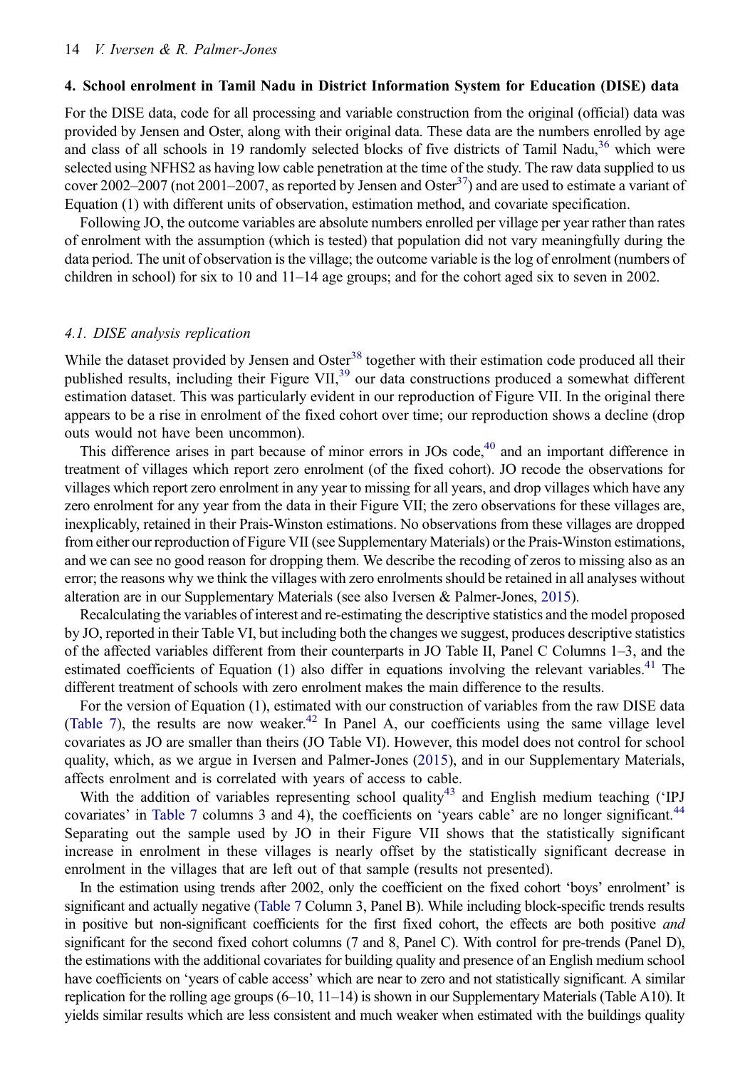## 4. School enrolment in Tamil Nadu in District Information System for Education (DISE) data

For the DISE data, code for all processing and variable construction from the original (official) data was provided by Jensen and Oster, along with their original data. These data are the numbers enrolled by age and class of all schools in 19 randomly selected blocks of five districts of Tamil Nadu,[36] which were selected using NFHS2 as having low cable penetration at the time of the study. The raw data supplied to us cover 2002–2007 (not 2001–2007, as reported by Jensen and Oster[37]) and are used to estimate a variant of Equation (1) with different units of observation, estimation method, and covariate specification.

Following JO, the outcome variables are absolute numbers enrolled per village per year rather than rates of enrolment with the assumption (which is tested) that population did not vary meaningfully during the data period. The unit of observation is the village; the outcome variable is the log of enrolment (numbers of children in school) for six to 10 and 11–14 age groups; and for the cohort aged six to seven in 2002.

### 4.1. DISE analysis replication

While the dataset provided by Jensen and Oster[38] together with their estimation code produced all their published results, including their Figure VII,[39] our data constructions produced a somewhat different estimation dataset. This was particularly evident in our reproduction of Figure VII. In the original there appears to be a rise in enrolment of the fixed cohort over time; our reproduction shows a decline (drop outs would not have been uncommon).

This difference arises in part because of minor errors in JOs code,[40] and an important difference in treatment of villages which report zero enrolment (of the fixed cohort). JO recode the observations for villages which report zero enrolment in any year to missing for all years, and drop villages which have any zero enrolment for any year from the data in their Figure VII; the zero observations for these villages are, inexplicably, retained in their Prais-Winston estimations. No observations from these villages are dropped from either our reproduction of Figure VII (see Supplementary Materials) or the Prais-Winston estimations, and we can see no good reason for dropping them. We describe the recoding of zeros to missing also as an error; the reasons why we think the villages with zero enrolments should be retained in all analyses without alteration are in our Supplementary Materials (see also Iversen & Palmer-Jones, 2015).

Recalculating the variables of interest and re-estimating the descriptive statistics and the model proposed by JO, reported in their Table VI, but including both the changes we suggest, produces descriptive statistics of the affected variables different from their counterparts in JO Table II, Panel C Columns 1–3, and the estimated coefficients of Equation (1) also differ in equations involving the relevant variables.[41] The different treatment of schools with zero enrolment makes the main difference to the results.

For the version of Equation (1), estimated with our construction of variables from the raw DISE data (Table 7), the results are now weaker.[42] In Panel A, our coefficients using the same village level covariates as JO are smaller than theirs (JO Table VI). However, this model does not control for school quality, which, as we argue in Iversen and Palmer-Jones (2015), and in our Supplementary Materials, affects enrolment and is correlated with years of access to cable.

With the addition of variables representing school quality[43] and English medium teaching ('IPJ covariates' in Table 7 columns 3 and 4), the coefficients on 'years cable' are no longer significant.[44] Separating out the sample used by JO in their Figure VII shows that the statistically significant increase in enrolment in these villages is nearly offset by the statistically significant decrease in enrolment in the villages that are left out of that sample (results not presented).

In the estimation using trends after 2002, only the coefficient on the fixed cohort 'boys' enrolment' is significant and actually negative (Table 7 Column 3, Panel B). While including block-specific trends results in positive but non-significant coefficients for the first fixed cohort, the effects are both positive *and* significant for the second fixed cohort columns (7 and 8, Panel C). With control for pre-trends (Panel D), the estimations with the additional covariates for building quality and presence of an English medium school have coefficients on 'years of cable access' which are near to zero and not statistically significant. A similar replication for the rolling age groups (6–10, 11–14) is shown in our Supplementary Materials (Table A10). It yields similar results which are less consistent and much weaker when estimated with the buildings quality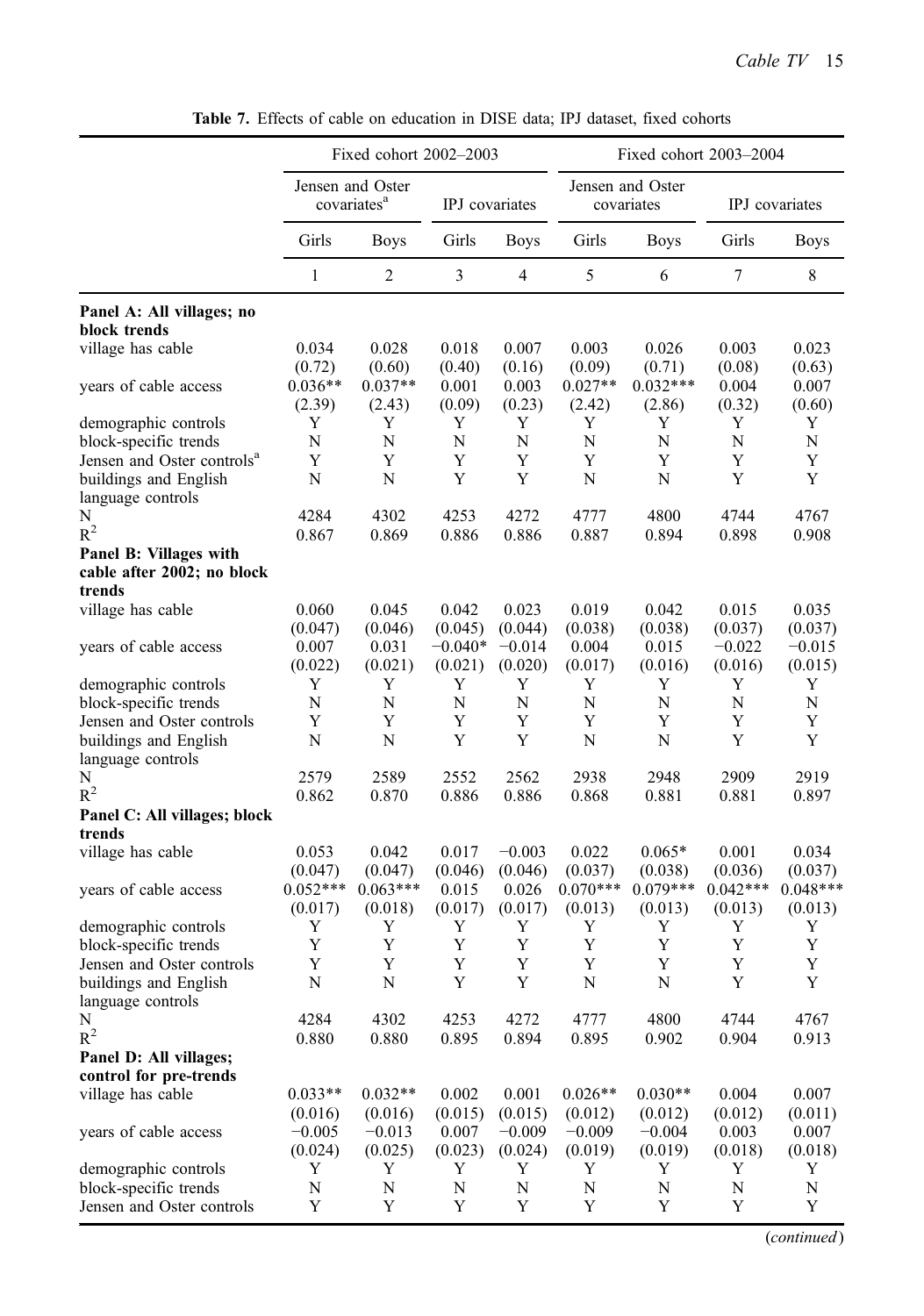**Table 7.** Effects of cable on education in DISE data; IPJ dataset, fixed cohorts

| | Fixed cohort 2002–2003 | | | | Fixed cohort 2003–2004 | | | |
|---|---|---|---|---|---|---|---|---|
| | Jensen and Oster covariates[a] | | IPJ covariates | | Jensen and Oster covariates | | IPJ covariates | |
| | Girls | Boys | Girls | Boys | Girls | Boys | Girls | Boys |
| | 1 | 2 | 3 | 4 | 5 | 6 | 7 | 8 |
| **Panel A: All villages; no block trends** | | | | | | | | |
| village has cable | 0.034 | 0.028 | 0.018 | 0.007 | 0.003 | 0.026 | 0.003 | 0.023 |
| | (0.72) | (0.60) | (0.40) | (0.16) | (0.09) | (0.71) | (0.08) | (0.63) |
| years of cable access | 0.036** | 0.037** | 0.001 | 0.003 | 0.027** | 0.032*** | 0.004 | 0.007 |
| | (2.39) | (2.43) | (0.09) | (0.23) | (2.42) | (2.86) | (0.32) | (0.60) |
| demographic controls | Y | Y | Y | Y | Y | Y | Y | Y |
| block-specific trends | N | N | N | N | N | N | N | N |
| Jensen and Oster controls[a] | Y | Y | Y | Y | Y | Y | Y | Y |
| buildings and English language controls | N | N | Y | Y | N | N | Y | Y |
| N | 4284 | 4302 | 4253 | 4272 | 4777 | 4800 | 4744 | 4767 |
| $R^2$ | 0.867 | 0.869 | 0.886 | 0.886 | 0.887 | 0.894 | 0.898 | 0.908 |
| **Panel B: Villages with cable after 2002; no block trends** | | | | | | | | |
| village has cable | 0.060 | 0.045 | 0.042 | 0.023 | 0.019 | 0.042 | 0.015 | 0.035 |
| | (0.047) | (0.046) | (0.045) | (0.044) | (0.038) | (0.038) | (0.037) | (0.037) |
| years of cable access | 0.007 | 0.031 | −0.040* | −0.014 | 0.004 | 0.015 | −0.022 | −0.015 |
| | (0.022) | (0.021) | (0.021) | (0.020) | (0.017) | (0.016) | (0.016) | (0.015) |
| demographic controls | Y | Y | Y | Y | Y | Y | Y | Y |
| block-specific trends | N | N | N | N | N | N | N | N |
| Jensen and Oster controls | Y | Y | Y | Y | Y | Y | Y | Y |
| buildings and English language controls | N | N | Y | Y | N | N | Y | Y |
| N | 2579 | 2589 | 2552 | 2562 | 2938 | 2948 | 2909 | 2919 |
| $R^2$ | 0.862 | 0.870 | 0.886 | 0.886 | 0.868 | 0.881 | 0.881 | 0.897 |
| **Panel C: All villages; block trends** | | | | | | | | |
| village has cable | 0.053 | 0.042 | 0.017 | −0.003 | 0.022 | 0.065* | 0.001 | 0.034 |
| | (0.047) | (0.047) | (0.046) | (0.046) | (0.037) | (0.038) | (0.036) | (0.037) |
| years of cable access | 0.052*** | 0.063*** | 0.015 | 0.026 | 0.070*** | 0.079*** | 0.042*** | 0.048*** |
| | (0.017) | (0.018) | (0.017) | (0.017) | (0.013) | (0.013) | (0.013) | (0.013) |
| demographic controls | Y | Y | Y | Y | Y | Y | Y | Y |
| block-specific trends | Y | Y | Y | Y | Y | Y | Y | Y |
| Jensen and Oster controls | Y | Y | Y | Y | Y | Y | Y | Y |
| buildings and English language controls | N | N | Y | Y | N | N | Y | Y |
| N | 4284 | 4302 | 4253 | 4272 | 4777 | 4800 | 4744 | 4767 |
| $R^2$ | 0.880 | 0.880 | 0.895 | 0.894 | 0.895 | 0.902 | 0.904 | 0.913 |
| **Panel D: All villages; control for pre-trends** | | | | | | | | |
| village has cable | 0.033** | 0.032** | 0.002 | 0.001 | 0.026** | 0.030** | 0.004 | 0.007 |
| | (0.016) | (0.016) | (0.015) | (0.015) | (0.012) | (0.012) | (0.012) | (0.011) |
| years of cable access | −0.005 | −0.013 | 0.007 | −0.009 | −0.009 | −0.004 | 0.003 | 0.007 |
| | (0.024) | (0.025) | (0.023) | (0.024) | (0.019) | (0.019) | (0.018) | (0.018) |
| demographic controls | Y | Y | Y | Y | Y | Y | Y | Y |
| block-specific trends | N | N | N | N | N | N | N | N |
| Jensen and Oster controls | Y | Y | Y | Y | Y | Y | Y | Y |

(*continued*)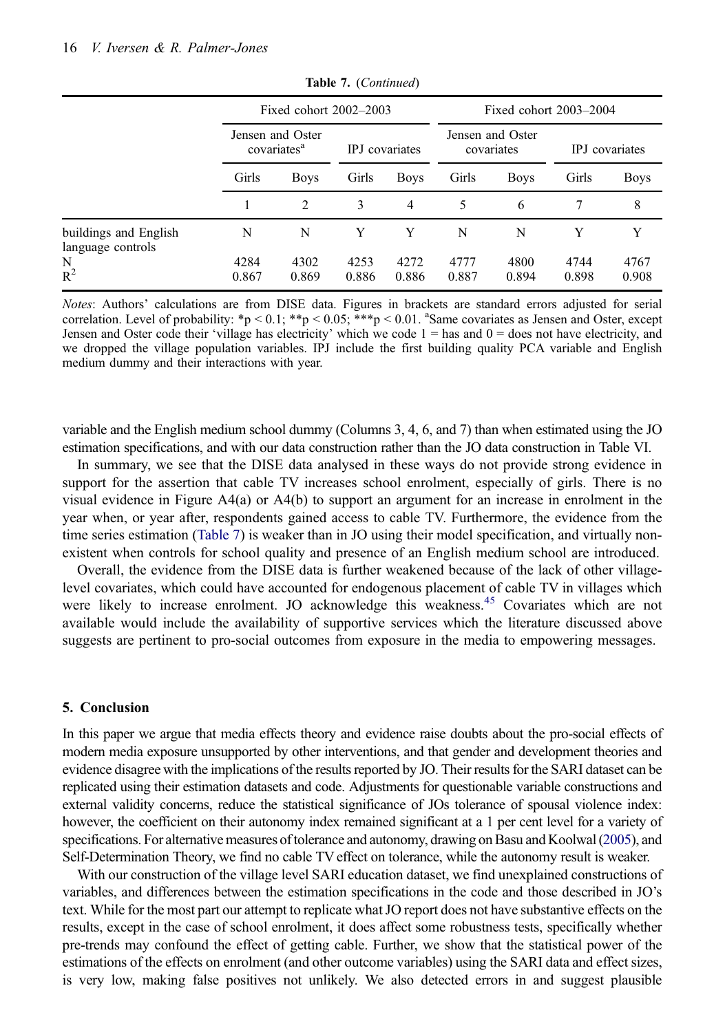**Table 7.** (*Continued*)

| | Fixed cohort 2002–2003 | | | | Fixed cohort 2003–2004 | | | |
|---|---|---|---|---|---|---|---|---|
| | Jensen and Oster covariates[a] | | IPJ covariates | | Jensen and Oster covariates | | IPJ covariates | |
| | Girls | Boys | Girls | Boys | Girls | Boys | Girls | Boys |
| | 1 | 2 | 3 | 4 | 5 | 6 | 7 | 8 |
| buildings and English language controls | N | N | Y | Y | N | N | Y | Y |
| N | 4284 | 4302 | 4253 | 4272 | 4777 | 4800 | 4744 | 4767 |
| $R^2$ | 0.867 | 0.869 | 0.886 | 0.886 | 0.887 | 0.894 | 0.898 | 0.908 |

*Notes*: Authors' calculations are from DISE data. Figures in brackets are standard errors adjusted for serial correlation. Level of probability: *p < 0.1; **p < 0.05; ***p < 0.01. [a]Same covariates as Jensen and Oster, except Jensen and Oster code their 'village has electricity' which we code 1 = has and 0 = does not have electricity, and we dropped the village population variables. IPJ include the first building quality PCA variable and English medium dummy and their interactions with year.

variable and the English medium school dummy (Columns 3, 4, 6, and 7) than when estimated using the JO estimation specifications, and with our data construction rather than the JO data construction in Table VI.

In summary, we see that the DISE data analysed in these ways do not provide strong evidence in support for the assertion that cable TV increases school enrolment, especially of girls. There is no visual evidence in Figure A4(a) or A4(b) to support an argument for an increase in enrolment in the year when, or year after, respondents gained access to cable TV. Furthermore, the evidence from the time series estimation (Table 7) is weaker than in JO using their model specification, and virtually non-existent when controls for school quality and presence of an English medium school are introduced.

Overall, the evidence from the DISE data is further weakened because of the lack of other village-level covariates, which could have accounted for endogenous placement of cable TV in villages which were likely to increase enrolment. JO acknowledge this weakness.[45] Covariates which are not available would include the availability of supportive services which the literature discussed above suggests are pertinent to pro-social outcomes from exposure in the media to empowering messages.

## 5. Conclusion

In this paper we argue that media effects theory and evidence raise doubts about the pro-social effects of modern media exposure unsupported by other interventions, and that gender and development theories and evidence disagree with the implications of the results reported by JO. Their results for the SARI dataset can be replicated using their estimation datasets and code. Adjustments for questionable variable constructions and external validity concerns, reduce the statistical significance of JOs tolerance of spousal violence index: however, the coefficient on their autonomy index remained significant at a 1 per cent level for a variety of specifications. For alternative measures of tolerance and autonomy, drawing on Basu and Koolwal (2005), and Self-Determination Theory, we find no cable TV effect on tolerance, while the autonomy result is weaker.

With our construction of the village level SARI education dataset, we find unexplained constructions of variables, and differences between the estimation specifications in the code and those described in JO's text. While for the most part our attempt to replicate what JO report does not have substantive effects on the results, except in the case of school enrolment, it does affect some robustness tests, specifically whether pre-trends may confound the effect of getting cable. Further, we show that the statistical power of the estimations of the effects on enrolment (and other outcome variables) using the SARI data and effect sizes, is very low, making false positives not unlikely. We also detected errors in and suggest plausible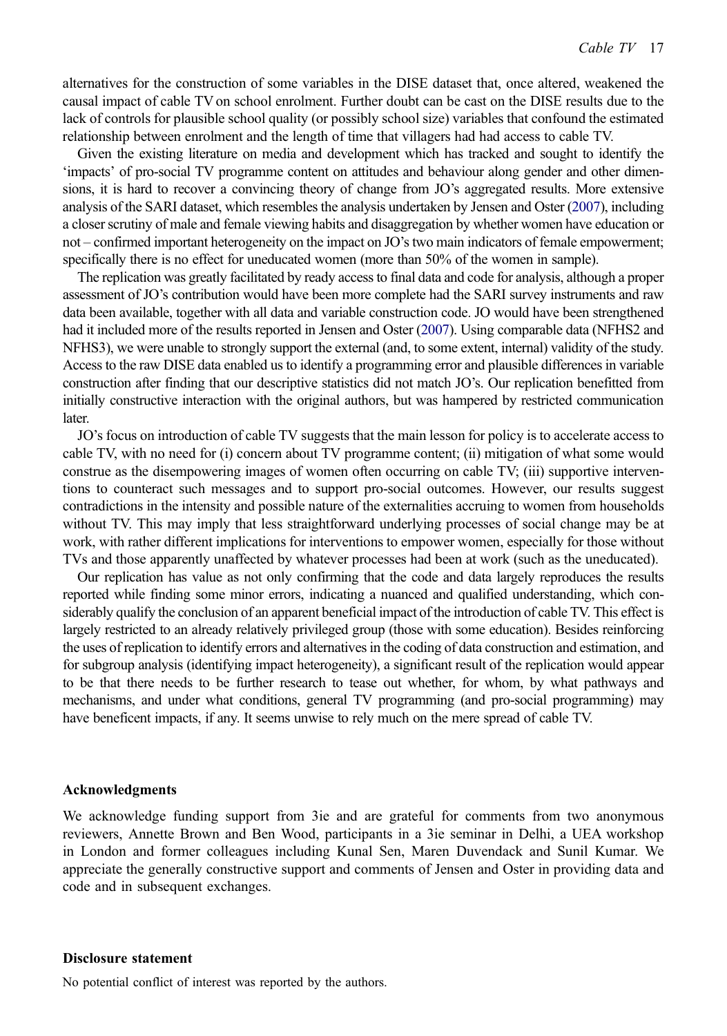alternatives for the construction of some variables in the DISE dataset that, once altered, weakened the causal impact of cable TV on school enrolment. Further doubt can be cast on the DISE results due to the lack of controls for plausible school quality (or possibly school size) variables that confound the estimated relationship between enrolment and the length of time that villagers had had access to cable TV.

Given the existing literature on media and development which has tracked and sought to identify the 'impacts' of pro-social TV programme content on attitudes and behaviour along gender and other dimensions, it is hard to recover a convincing theory of change from JO's aggregated results. More extensive analysis of the SARI dataset, which resembles the analysis undertaken by Jensen and Oster (2007), including a closer scrutiny of male and female viewing habits and disaggregation by whether women have education or not – confirmed important heterogeneity on the impact on JO's two main indicators of female empowerment; specifically there is no effect for uneducated women (more than 50% of the women in sample).

The replication was greatly facilitated by ready access to final data and code for analysis, although a proper assessment of JO's contribution would have been more complete had the SARI survey instruments and raw data been available, together with all data and variable construction code. JO would have been strengthened had it included more of the results reported in Jensen and Oster (2007). Using comparable data (NFHS2 and NFHS3), we were unable to strongly support the external (and, to some extent, internal) validity of the study. Access to the raw DISE data enabled us to identify a programming error and plausible differences in variable construction after finding that our descriptive statistics did not match JO's. Our replication benefitted from initially constructive interaction with the original authors, but was hampered by restricted communication later.

JO's focus on introduction of cable TV suggests that the main lesson for policy is to accelerate access to cable TV, with no need for (i) concern about TV programme content; (ii) mitigation of what some would construe as the disempowering images of women often occurring on cable TV; (iii) supportive interventions to counteract such messages and to support pro-social outcomes. However, our results suggest contradictions in the intensity and possible nature of the externalities accruing to women from households without TV. This may imply that less straightforward underlying processes of social change may be at work, with rather different implications for interventions to empower women, especially for those without TVs and those apparently unaffected by whatever processes had been at work (such as the uneducated).

Our replication has value as not only confirming that the code and data largely reproduces the results reported while finding some minor errors, indicating a nuanced and qualified understanding, which considerably qualify the conclusion of an apparent beneficial impact of the introduction of cable TV. This effect is largely restricted to an already relatively privileged group (those with some education). Besides reinforcing the uses of replication to identify errors and alternatives in the coding of data construction and estimation, and for subgroup analysis (identifying impact heterogeneity), a significant result of the replication would appear to be that there needs to be further research to tease out whether, for whom, by what pathways and mechanisms, and under what conditions, general TV programming (and pro-social programming) may have beneficent impacts, if any. It seems unwise to rely much on the mere spread of cable TV.

## Acknowledgments

We acknowledge funding support from 3ie and are grateful for comments from two anonymous reviewers, Annette Brown and Ben Wood, participants in a 3ie seminar in Delhi, a UEA workshop in London and former colleagues including Kunal Sen, Maren Duvendack and Sunil Kumar. We appreciate the generally constructive support and comments of Jensen and Oster in providing data and code and in subsequent exchanges.

## Disclosure statement

No potential conflict of interest was reported by the authors.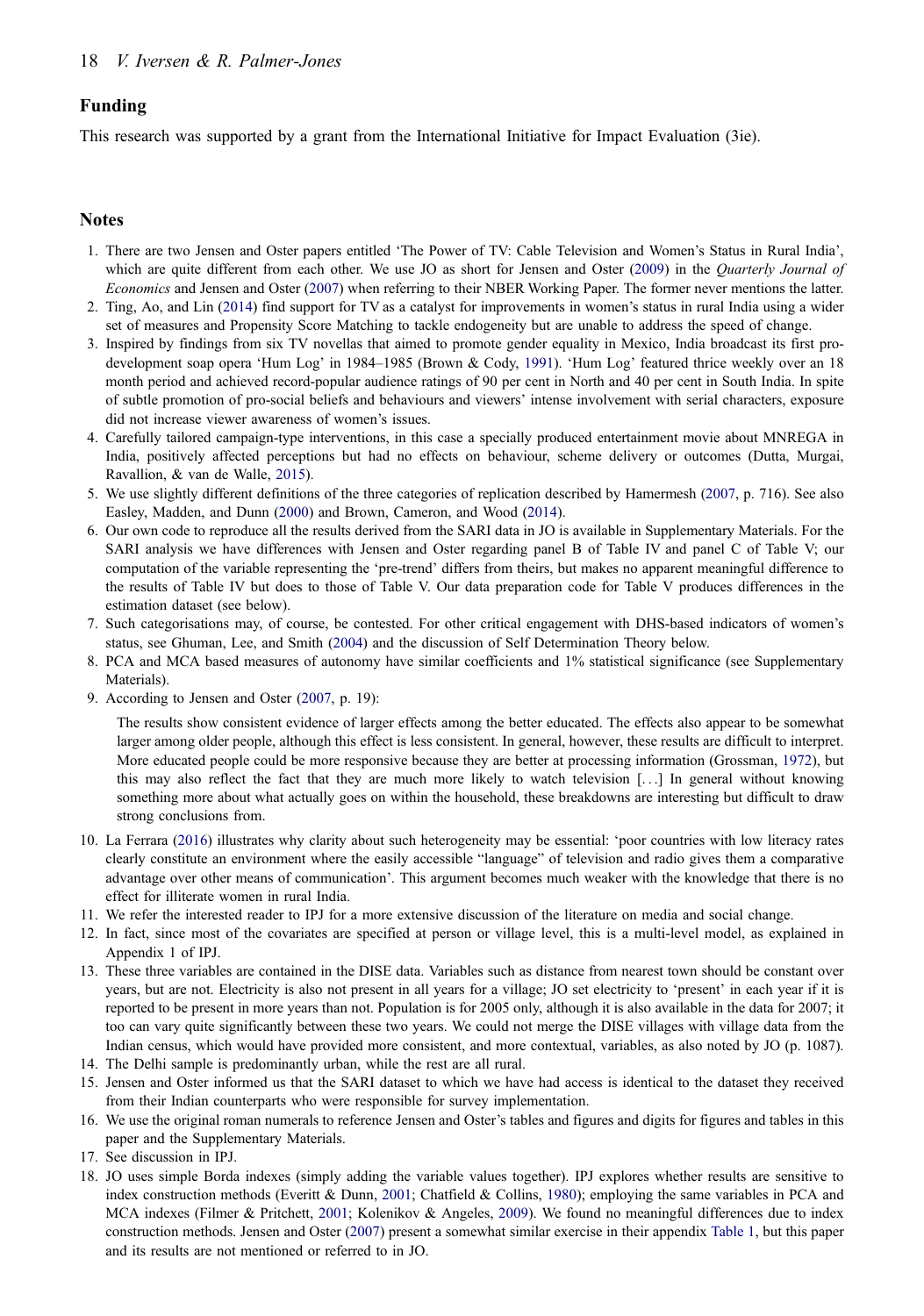## Funding

This research was supported by a grant from the International Initiative for Impact Evaluation (3ie).

## Notes

1. There are two Jensen and Oster papers entitled 'The Power of TV: Cable Television and Women's Status in Rural India', which are quite different from each other. We use JO as short for Jensen and Oster (2009) in the *Quarterly Journal of Economics* and Jensen and Oster (2007) when referring to their NBER Working Paper. The former never mentions the latter.
2. Ting, Ao, and Lin (2014) find support for TV as a catalyst for improvements in women's status in rural India using a wider set of measures and Propensity Score Matching to tackle endogeneity but are unable to address the speed of change.
3. Inspired by findings from six TV novellas that aimed to promote gender equality in Mexico, India broadcast its first pro-development soap opera 'Hum Log' in 1984–1985 (Brown & Cody, 1991). 'Hum Log' featured thrice weekly over an 18 month period and achieved record-popular audience ratings of 90 per cent in North and 40 per cent in South India. In spite of subtle promotion of pro-social beliefs and behaviours and viewers' intense involvement with serial characters, exposure did not increase viewer awareness of women's issues.
4. Carefully tailored campaign-type interventions, in this case a specially produced entertainment movie about MNREGA in India, positively affected perceptions but had no effects on behaviour, scheme delivery or outcomes (Dutta, Murgai, Ravallion, & van de Walle, 2015).
5. We use slightly different definitions of the three categories of replication described by Hamermesh (2007, p. 716). See also Easley, Madden, and Dunn (2000) and Brown, Cameron, and Wood (2014).
6. Our own code to reproduce all the results derived from the SARI data in JO is available in Supplementary Materials. For the SARI analysis we have differences with Jensen and Oster regarding panel B of Table IV and panel C of Table V; our computation of the variable representing the 'pre-trend' differs from theirs, but makes no apparent meaningful difference to the results of Table IV but does to those of Table V. Our data preparation code for Table V produces differences in the estimation dataset (see below).
7. Such categorisations may, of course, be contested. For other critical engagement with DHS-based indicators of women's status, see Ghuman, Lee, and Smith (2004) and the discussion of Self Determination Theory below.
8. PCA and MCA based measures of autonomy have similar coefficients and 1% statistical significance (see Supplementary Materials).
9. According to Jensen and Oster (2007, p. 19):

   > The results show consistent evidence of larger effects among the better educated. The effects also appear to be somewhat larger among older people, although this effect is less consistent. In general, however, these results are difficult to interpret. More educated people could be more responsive because they are better at processing information (Grossman, 1972), but this may also reflect the fact that they are much more likely to watch television […] In general without knowing something more about what actually goes on within the household, these breakdowns are interesting but difficult to draw strong conclusions from.

10. La Ferrara (2016) illustrates why clarity about such heterogeneity may be essential: 'poor countries with low literacy rates clearly constitute an environment where the easily accessible "language" of television and radio gives them a comparative advantage over other means of communication'. This argument becomes much weaker with the knowledge that there is no effect for illiterate women in rural India.
11. We refer the interested reader to IPJ for a more extensive discussion of the literature on media and social change.
12. In fact, since most of the covariates are specified at person or village level, this is a multi-level model, as explained in Appendix 1 of IPJ.
13. These three variables are contained in the DISE data. Variables such as distance from nearest town should be constant over years, but are not. Electricity is also not present in all years for a village; JO set electricity to 'present' in each year if it is reported to be present in more years than not. Population is for 2005 only, although it is also available in the data for 2007; it too can vary quite significantly between these two years. We could not merge the DISE villages with village data from the Indian census, which would have provided more consistent, and more contextual, variables, as also noted by JO (p. 1087).
14. The Delhi sample is predominantly urban, while the rest are all rural.
15. Jensen and Oster informed us that the SARI dataset to which we have had access is identical to the dataset they received from their Indian counterparts who were responsible for survey implementation.
16. We use the original roman numerals to reference Jensen and Oster's tables and figures and digits for figures and tables in this paper and the Supplementary Materials.
17. See discussion in IPJ.
18. JO uses simple Borda indexes (simply adding the variable values together). IPJ explores whether results are sensitive to index construction methods (Everitt & Dunn, 2001; Chatfield & Collins, 1980); employing the same variables in PCA and MCA indexes (Filmer & Pritchett, 2001; Kolenikov & Angeles, 2009). We found no meaningful differences due to index construction methods. Jensen and Oster (2007) present a somewhat similar exercise in their appendix Table 1, but this paper and its results are not mentioned or referred to in JO.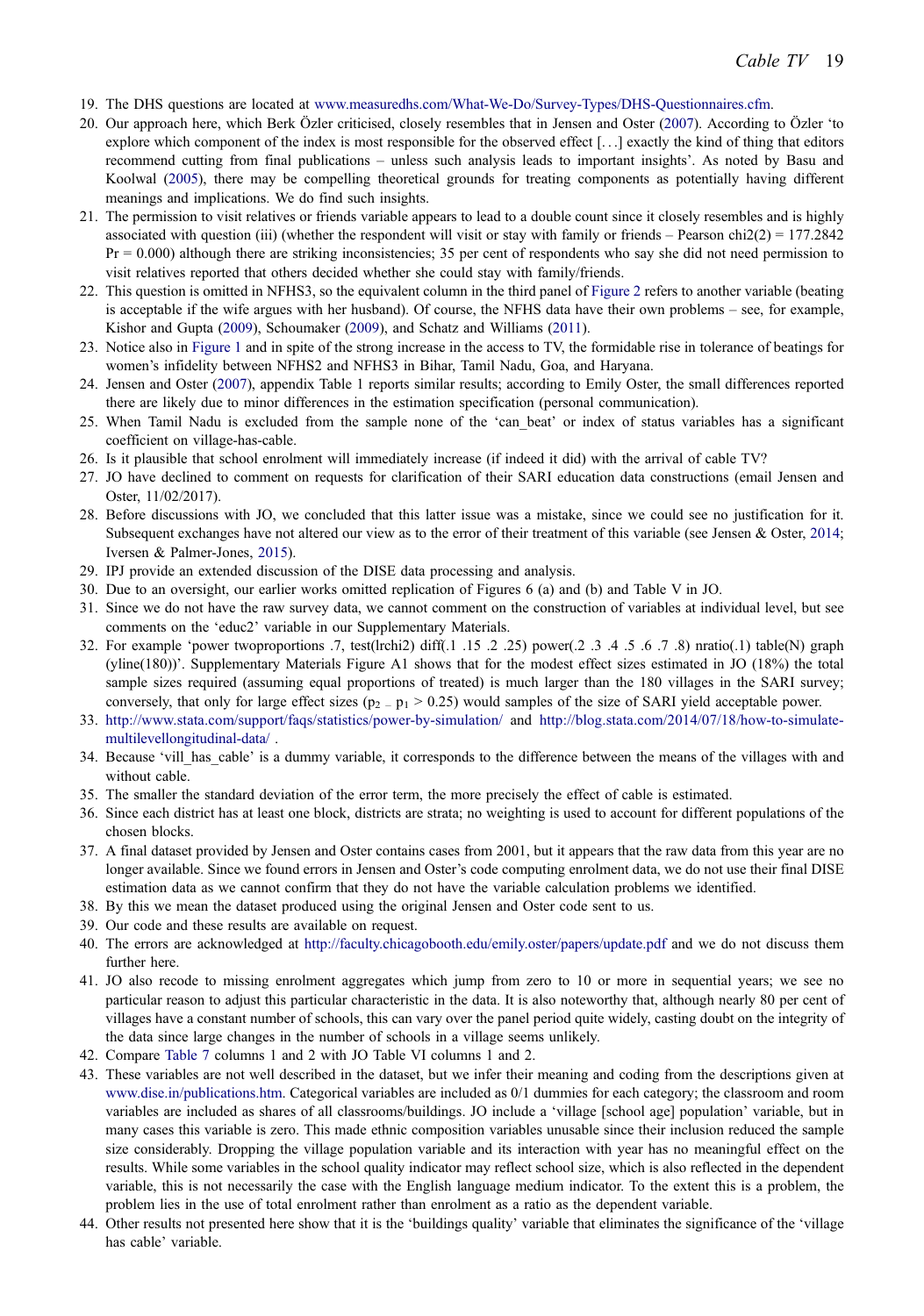19. The DHS questions are located at www.measuredhs.com/What-We-Do/Survey-Types/DHS-Questionnaires.cfm.
20. Our approach here, which Berk Özler criticised, closely resembles that in Jensen and Oster (2007). According to Özler 'to explore which component of the index is most responsible for the observed effect [. . .] exactly the kind of thing that editors recommend cutting from final publications – unless such analysis leads to important insights'. As noted by Basu and Koolwal (2005), there may be compelling theoretical grounds for treating components as potentially having different meanings and implications. We do find such insights.
21. The permission to visit relatives or friends variable appears to lead to a double count since it closely resembles and is highly associated with question (iii) (whether the respondent will visit or stay with family or friends – Pearson chi2(2) = 177.2842 Pr = 0.000) although there are striking inconsistencies; 35 per cent of respondents who say she did not need permission to visit relatives reported that others decided whether she could stay with family/friends.
22. This question is omitted in NFHS3, so the equivalent column in the third panel of Figure 2 refers to another variable (beating is acceptable if the wife argues with her husband). Of course, the NFHS data have their own problems – see, for example, Kishor and Gupta (2009), Schoumaker (2009), and Schatz and Williams (2011).
23. Notice also in Figure 1 and in spite of the strong increase in the access to TV, the formidable rise in tolerance of beatings for women's infidelity between NFHS2 and NFHS3 in Bihar, Tamil Nadu, Goa, and Haryana.
24. Jensen and Oster (2007), appendix Table 1 reports similar results; according to Emily Oster, the small differences reported there are likely due to minor differences in the estimation specification (personal communication).
25. When Tamil Nadu is excluded from the sample none of the 'can_beat' or index of status variables has a significant coefficient on village-has-cable.
26. Is it plausible that school enrolment will immediately increase (if indeed it did) with the arrival of cable TV?
27. JO have declined to comment on requests for clarification of their SARI education data constructions (email Jensen and Oster, 11/02/2017).
28. Before discussions with JO, we concluded that this latter issue was a mistake, since we could see no justification for it. Subsequent exchanges have not altered our view as to the error of their treatment of this variable (see Jensen & Oster, 2014; Iversen & Palmer-Jones, 2015).
29. IPJ provide an extended discussion of the DISE data processing and analysis.
30. Due to an oversight, our earlier works omitted replication of Figures 6 (a) and (b) and Table V in JO.
31. Since we do not have the raw survey data, we cannot comment on the construction of variables at individual level, but see comments on the 'educ2' variable in our Supplementary Materials.
32. For example 'power twoproportions .7, test(lrchi2) diff(.1 .15 .2 .25) power(.2 .3 .4 .5 .6 .7 .8) nratio(.1) table(N) graph (yline(180))'. Supplementary Materials Figure A1 shows that for the modest effect sizes estimated in JO (18%) the total sample sizes required (assuming equal proportions of treated) is much larger than the 180 villages in the SARI survey; conversely, that only for large effect sizes ($p_2 - p_1 > 0.25$) would samples of the size of SARI yield acceptable power.
33. http://www.stata.com/support/faqs/statistics/power-by-simulation/ and http://blog.stata.com/2014/07/18/how-to-simulate-multilevellongitudinal-data/ .
34. Because 'vill_has_cable' is a dummy variable, it corresponds to the difference between the means of the villages with and without cable.
35. The smaller the standard deviation of the error term, the more precisely the effect of cable is estimated.
36. Since each district has at least one block, districts are strata; no weighting is used to account for different populations of the chosen blocks.
37. A final dataset provided by Jensen and Oster contains cases from 2001, but it appears that the raw data from this year are no longer available. Since we found errors in Jensen and Oster's code computing enrolment data, we do not use their final DISE estimation data as we cannot confirm that they do not have the variable calculation problems we identified.
38. By this we mean the dataset produced using the original Jensen and Oster code sent to us.
39. Our code and these results are available on request.
40. The errors are acknowledged at http://faculty.chicagobooth.edu/emily.oster/papers/update.pdf and we do not discuss them further here.
41. JO also recode to missing enrolment aggregates which jump from zero to 10 or more in sequential years; we see no particular reason to adjust this particular characteristic in the data. It is also noteworthy that, although nearly 80 per cent of villages have a constant number of schools, this can vary over the panel period quite widely, casting doubt on the integrity of the data since large changes in the number of schools in a village seems unlikely.
42. Compare Table 7 columns 1 and 2 with JO Table VI columns 1 and 2.
43. These variables are not well described in the dataset, but we infer their meaning and coding from the descriptions given at www.dise.in/publications.htm. Categorical variables are included as 0/1 dummies for each category; the classroom and room variables are included as shares of all classrooms/buildings. JO include a 'village [school age] population' variable, but in many cases this variable is zero. This made ethnic composition variables unusable since their inclusion reduced the sample size considerably. Dropping the village population variable and its interaction with year has no meaningful effect on the results. While some variables in the school quality indicator may reflect school size, which is also reflected in the dependent variable, this is not necessarily the case with the English language medium indicator. To the extent this is a problem, the problem lies in the use of total enrolment rather than enrolment as a ratio as the dependent variable.
44. Other results not presented here show that it is the 'buildings quality' variable that eliminates the significance of the 'village has cable' variable.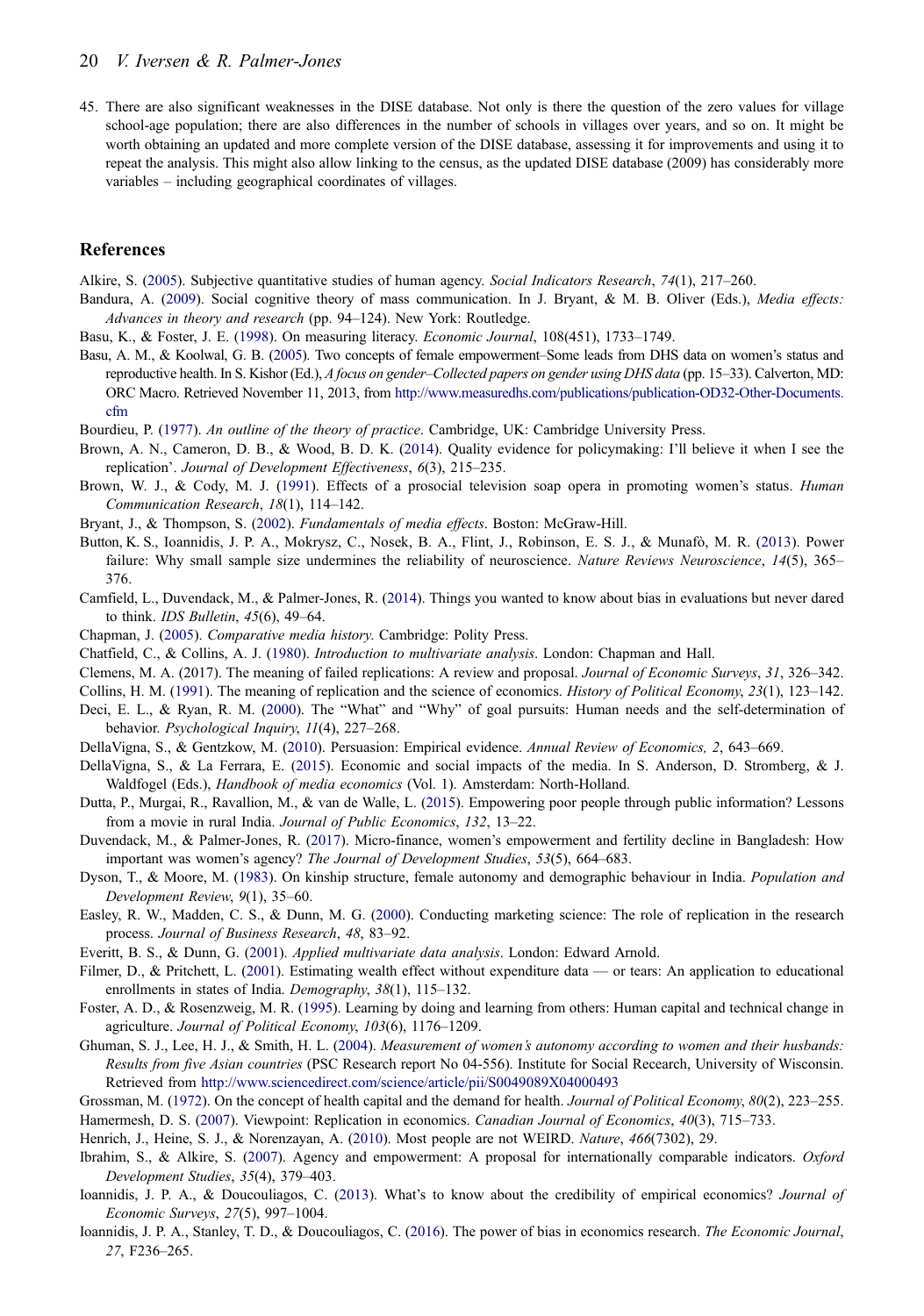45. There are also significant weaknesses in the DISE database. Not only is there the question of the zero values for village school-age population; there are also differences in the number of schools in villages over years, and so on. It might be worth obtaining an updated and more complete version of the DISE database, assessing it for improvements and using it to repeat the analysis. This might also allow linking to the census, as the updated DISE database (2009) has considerably more variables – including geographical coordinates of villages.

## References

Alkire, S. (2005). Subjective quantitative studies of human agency. *Social Indicators Research*, *74*(1), 217–260.

Bandura, A. (2009). Social cognitive theory of mass communication. In J. Bryant, & M. B. Oliver (Eds.), *Media effects: Advances in theory and research* (pp. 94–124). New York: Routledge.

Basu, K., & Foster, J. E. (1998). On measuring literacy. *Economic Journal*, 108(451), 1733–1749.

Basu, A. M., & Koolwal, G. B. (2005). Two concepts of female empowerment–Some leads from DHS data on women's status and reproductive health. In S. Kishor (Ed.), *A focus on gender–Collected papers on gender using DHS data* (pp. 15–33). Calverton, MD: ORC Macro. Retrieved November 11, 2013, from http://www.measuredhs.com/publications/publication-OD32-Other-Documents.cfm

Bourdieu, P. (1977). *An outline of the theory of practice*. Cambridge, UK: Cambridge University Press.

Brown, A. N., Cameron, D. B., & Wood, B. D. K. (2014). Quality evidence for policymaking: I'll believe it when I see the replication'. *Journal of Development Effectiveness*, *6*(3), 215–235.

Brown, W. J., & Cody, M. J. (1991). Effects of a prosocial television soap opera in promoting women's status. *Human Communication Research*, *18*(1), 114–142.

Bryant, J., & Thompson, S. (2002). *Fundamentals of media effects*. Boston: McGraw-Hill.

Button, K. S., Ioannidis, J. P. A., Mokrysz, C., Nosek, B. A., Flint, J., Robinson, E. S. J., & Munafò, M. R. (2013). Power failure: Why small sample size undermines the reliability of neuroscience. *Nature Reviews Neuroscience*, *14*(5), 365–376.

Camfield, L., Duvendack, M., & Palmer-Jones, R. (2014). Things you wanted to know about bias in evaluations but never dared to think. *IDS Bulletin*, *45*(6), 49–64.

Chapman, J. (2005). *Comparative media history*. Cambridge: Polity Press.

Chatfield, C., & Collins, A. J. (1980). *Introduction to multivariate analysis*. London: Chapman and Hall.

Clemens, M. A. (2017). The meaning of failed replications: A review and proposal. *Journal of Economic Surveys*, *31*, 326–342.

Collins, H. M. (1991). The meaning of replication and the science of economics. *History of Political Economy*, *23*(1), 123–142.

Deci, E. L., & Ryan, R. M. (2000). The "What" and "Why" of goal pursuits: Human needs and the self-determination of behavior. *Psychological Inquiry*, *11*(4), 227–268.

DellaVigna, S., & Gentzkow, M. (2010). Persuasion: Empirical evidence. *Annual Review of Economics, 2*, 643–669.

DellaVigna, S., & La Ferrara, E. (2015). Economic and social impacts of the media. In S. Anderson, D. Stromberg, & J. Waldfogel (Eds.), *Handbook of media economics* (Vol. 1). Amsterdam: North-Holland.

Dutta, P., Murgai, R., Ravallion, M., & van de Walle, L. (2015). Empowering poor people through public information? Lessons from a movie in rural India. *Journal of Public Economics*, *132*, 13–22.

Duvendack, M., & Palmer-Jones, R. (2017). Micro-finance, women's empowerment and fertility decline in Bangladesh: How important was women's agency? *The Journal of Development Studies*, *53*(5), 664–683.

Dyson, T., & Moore, M. (1983). On kinship structure, female autonomy and demographic behaviour in India. *Population and Development Review*, *9*(1), 35–60.

Easley, R. W., Madden, C. S., & Dunn, M. G. (2000). Conducting marketing science: The role of replication in the research process. *Journal of Business Research*, *48*, 83–92.

Everitt, B. S., & Dunn, G. (2001). *Applied multivariate data analysis*. London: Edward Arnold.

Filmer, D., & Pritchett, L. (2001). Estimating wealth effect without expenditure data — or tears: An application to educational enrollments in states of India. *Demography*, *38*(1), 115–132.

Foster, A. D., & Rosenzweig, M. R. (1995). Learning by doing and learning from others: Human capital and technical change in agriculture. *Journal of Political Economy*, *103*(6), 1176–1209.

Ghuman, S. J., Lee, H. J., & Smith, H. L. (2004). *Measurement of women's autonomy according to women and their husbands: Results from five Asian countries* (PSC Research report No 04-556). Institute for Social Research, University of Wisconsin. Retrieved from http://www.sciencedirect.com/science/article/pii/S0049089X04000493

Grossman, M. (1972). On the concept of health capital and the demand for health. *Journal of Political Economy*, *80*(2), 223–255.

Hamermesh, D. S. (2007). Viewpoint: Replication in economics. *Canadian Journal of Economics*, *40*(3), 715–733.

Henrich, J., Heine, S. J., & Norenzayan, A. (2010). Most people are not WEIRD. *Nature*, *466*(7302), 29.

Ibrahim, S., & Alkire, S. (2007). Agency and empowerment: A proposal for internationally comparable indicators. *Oxford Development Studies*, *35*(4), 379–403.

Ioannidis, J. P. A., & Doucouliagos, C. (2013). What's to know about the credibility of empirical economics? *Journal of Economic Surveys*, *27*(5), 997–1004.

Ioannidis, J. P. A., Stanley, T. D., & Doucouliagos, C. (2016). The power of bias in economics research. *The Economic Journal*, *27*, F236–265.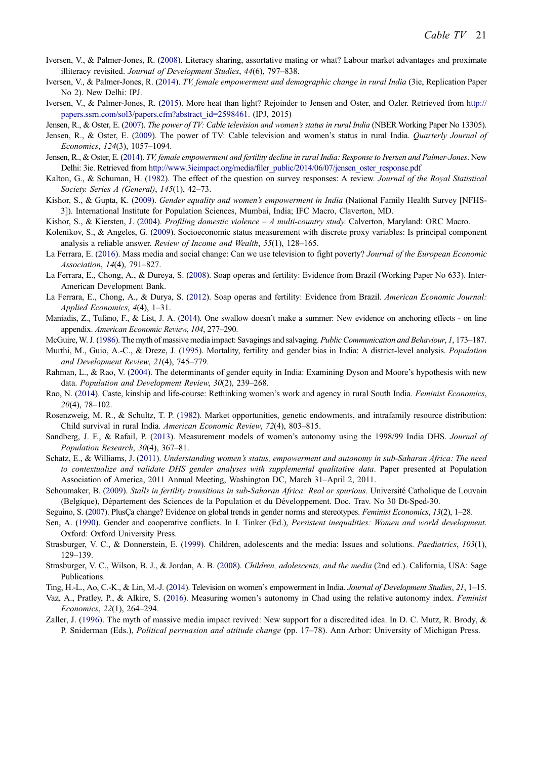Iversen, V., & Palmer-Jones, R. (2008). Literacy sharing, assortative mating or what? Labour market advantages and proximate illiteracy revisited. *Journal of Development Studies*, *44*(6), 797–838.

Iversen, V., & Palmer-Jones, R. (2014). *TV, female empowerment and demographic change in rural India* (3ie, Replication Paper No 2). New Delhi: IPJ.

Iversen, V., & Palmer-Jones, R. (2015). More heat than light? Rejoinder to Jensen and Oster, and Ozler. Retrieved from http://papers.ssrn.com/sol3/papers.cfm?abstract_id=2598461. (IPJ, 2015)

Jensen, R., & Oster, E. (2007). *The power of TV: Cable television and women's status in rural India* (NBER Working Paper No 13305).

Jensen, R., & Oster, E. (2009). The power of TV: Cable television and women's status in rural India. *Quarterly Journal of Economics*, *124*(3), 1057–1094.

Jensen, R., & Oster, E. (2014). *TV, female empowerment and fertility decline in rural India: Response to Iversen and Palmer-Jones*. New Delhi: 3ie. Retrieved from http://www.3ieimpact.org/media/filer_public/2014/06/07/jensen_oster_response.pdf

Kalton, G., & Schuman, H. (1982). The effect of the question on survey responses: A review. *Journal of the Royal Statistical Society. Series A (General)*, *145*(1), 42–73.

Kishor, S., & Gupta, K. (2009). *Gender equality and women's empowerment in India* (National Family Health Survey [NFHS-3]). International Institute for Population Sciences, Mumbai, India; IFC Macro, Claverton, MD.

Kishor, S., & Kiersten, J. (2004). *Profiling domestic violence – A multi-country study.* Calverton, Maryland: ORC Macro.

Kolenikov, S., & Angeles, G. (2009). Socioeconomic status measurement with discrete proxy variables: Is principal component analysis a reliable answer. *Review of Income and Wealth*, *55*(1), 128–165.

La Ferrara, E. (2016). Mass media and social change: Can we use television to fight poverty? *Journal of the European Economic Association*, *14*(4), 791–827.

La Ferrara, E., Chong, A., & Dureya, S. (2008). Soap operas and fertility: Evidence from Brazil (Working Paper No 633). Inter-American Development Bank.

La Ferrara, E., Chong, A., & Durya, S. (2012). Soap operas and fertility: Evidence from Brazil. *American Economic Journal: Applied Economics*, *4*(4), 1–31.

Maniadis, Z., Tufano, F., & List, J. A. (2014). One swallow doesn't make a summer: New evidence on anchoring effects - on line appendix. *American Economic Review*, *104*, 277–290.

McGuire, W. J. (1986). The myth of massive media impact: Savagings and salvaging. *Public Communication and Behaviour*, *1*, 173–187.

Murthi, M., Guio, A.-C., & Dreze, J. (1995). Mortality, fertility and gender bias in India: A district-level analysis. *Population and Development Review*, *21*(4), 745–779.

Rahman, L., & Rao, V. (2004). The determinants of gender equity in India: Examining Dyson and Moore's hypothesis with new data. *Population and Development Review*, *30*(2), 239–268.

Rao, N. (2014). Caste, kinship and life-course: Rethinking women's work and agency in rural South India. *Feminist Economics*, *20*(4), 78–102.

Rosenzweig, M. R., & Schultz, T. P. (1982). Market opportunities, genetic endowments, and intrafamily resource distribution: Child survival in rural India. *American Economic Review*, *72*(4), 803–815.

Sandberg, J. F., & Rafail, P. (2013). Measurement models of women's autonomy using the 1998/99 India DHS. *Journal of Population Research*, *30*(4), 367–81.

Schatz, E., & Williams, J. (2011). *Understanding women's status, empowerment and autonomy in sub-Saharan Africa: The need to contextualize and validate DHS gender analyses with supplemental qualitative data*. Paper presented at Population Association of America, 2011 Annual Meeting, Washington DC, March 31–April 2, 2011.

Schoumaker, B. (2009). *Stalls in fertility transitions in sub-Saharan Africa: Real or spurious*. Université Catholique de Louvain (Belgique), Département des Sciences de la Population et du Développement. Doc. Trav. No 30 Dt-Sped-30.

Seguino, S. (2007). PlusÇa change? Evidence on global trends in gender norms and stereotypes. *Feminist Economics*, *13*(2), 1–28.

Sen, A. (1990). Gender and cooperative conflicts. In I. Tinker (Ed.), *Persistent inequalities: Women and world development*. Oxford: Oxford University Press.

Strasburger, V. C., & Donnerstein, E. (1999). Children, adolescents and the media: Issues and solutions. *Paediatrics*, *103*(1), 129–139.

Strasburger, V. C., Wilson, B. J., & Jordan, A. B. (2008). *Children, adolescents, and the media* (2nd ed.). California, USA: Sage Publications.

Ting, H.-L., Ao, C.-K., & Lin, M.-J. (2014). Television on women's empowerment in India. *Journal of Development Studies*, *21*, 1–15.

Vaz, A., Pratley, P., & Alkire, S. (2016). Measuring women's autonomy in Chad using the relative autonomy index. *Feminist Economics*, *22*(1), 264–294.

Zaller, J. (1996). The myth of massive media impact revived: New support for a discredited idea. In D. C. Mutz, R. Brody, & P. Sniderman (Eds.), *Political persuasion and attitude change* (pp. 17–78). Ann Arbor: University of Michigan Press.